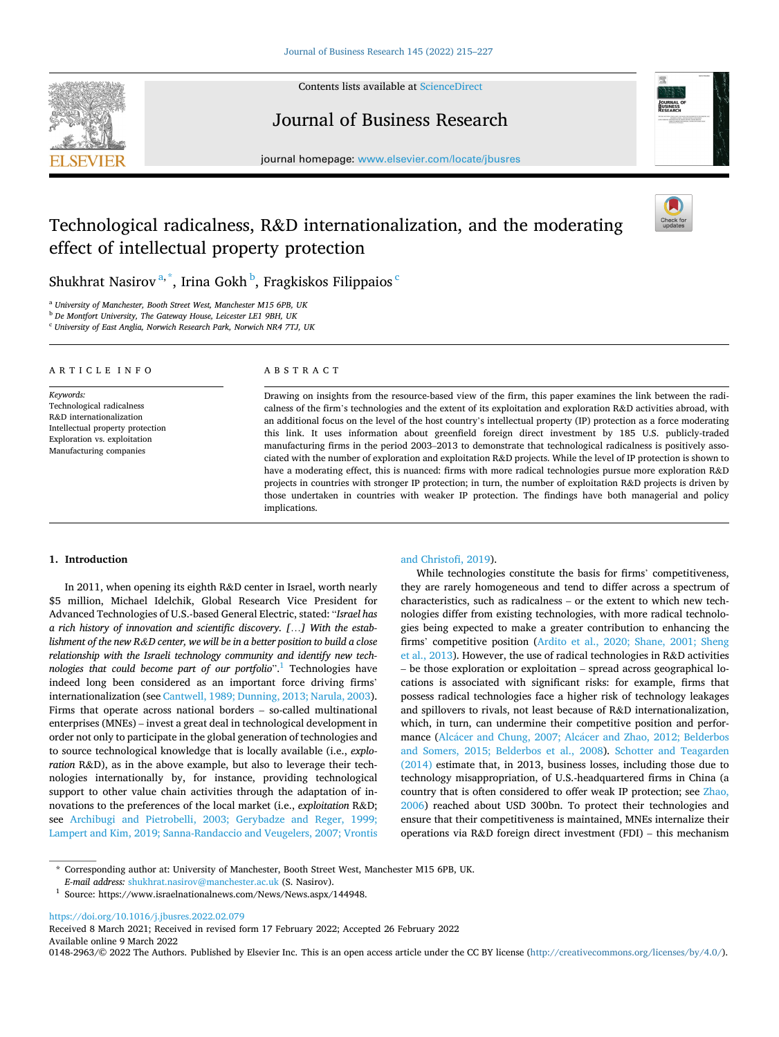# Technological radicalness, R&D internationalization, and the moderating effect of intellectual property protection

Shukhrat Nasirov [a,*], Irina Gokh [b], Fragkiskos Filippaios [c]

[a] University of Manchester, Booth Street West, Manchester M15 6PB, UK
[b] De Montfort University, The Gateway House, Leicester LE1 9BH, UK
[c] University of East Anglia, Norwich Research Park, Norwich NR4 7TJ, UK

## ARTICLE INFO

*Keywords:*
Technological radicalness
R&D internationalization
Intellectual property protection
Exploration vs. exploitation
Manufacturing companies

## ABSTRACT

Drawing on insights from the resource-based view of the firm, this paper examines the link between the radicalness of the firm's technologies and the extent of its exploitation and exploration R&D activities abroad, with an additional focus on the level of the host country's intellectual property (IP) protection as a force moderating this link. It uses information about greenfield foreign direct investment by 185 U.S. publicly-traded manufacturing firms in the period 2003–2013 to demonstrate that technological radicalness is positively associated with the number of exploration and exploitation R&D projects. While the level of IP protection is shown to have a moderating effect, this is nuanced: firms with more radical technologies pursue more exploration R&D projects in countries with stronger IP protection; in turn, the number of exploitation R&D projects is driven by those undertaken in countries with weaker IP protection. The findings have both managerial and policy implications.

## 1. Introduction

In 2011, when opening its eighth R&D center in Israel, worth nearly $5 million, Michael Idelchik, Global Research Vice President for Advanced Technologies of U.S.-based General Electric, stated: "*Israel has a rich history of innovation and scientific discovery. […] With the establishment of the new R&D center, we will be in a better position to build a close relationship with the Israeli technology community and identify new technologies that could become part of our portfolio*".[1] Technologies have indeed long been considered as an important force driving firms' internationalization (see Cantwell, 1989; Dunning, 2013; Narula, 2003). Firms that operate across national borders – so-called multinational enterprises (MNEs) – invest a great deal in technological development in order not only to participate in the global generation of technologies and to source technological knowledge that is locally available (i.e., *exploration* R&D), as in the above example, but also to leverage their technologies internationally by, for instance, providing technological support to other value chain activities through the adaptation of innovations to the preferences of the local market (i.e., *exploitation* R&D; see Archibugi and Pietrobelli, 2003; Gerybadze and Reger, 1999; Lampert and Kim, 2019; Sanna-Randaccio and Veugelers, 2007; Vrontis and Christofi, 2019).

While technologies constitute the basis for firms' competitiveness, they are rarely homogeneous and tend to differ across a spectrum of characteristics, such as radicalness – or the extent to which new technologies differ from existing technologies, with more radical technologies being expected to make a greater contribution to enhancing the firms' competitive position (Ardito et al., 2020; Shane, 2001; Sheng et al., 2013). However, the use of radical technologies in R&D activities – be those exploration or exploitation – spread across geographical locations is associated with significant risks: for example, firms that possess radical technologies face a higher risk of technology leakages and spillovers to rivals, not least because of R&D internationalization, which, in turn, can undermine their competitive position and performance (Alcácer and Chung, 2007; Alcácer and Zhao, 2012; Belderbos and Somers, 2015; Belderbos et al., 2008). Schotter and Teagarden (2014) estimate that, in 2013, business losses, including those due to technology misappropriation, of U.S.-headquartered firms in China (a country that is often considered to offer weak IP protection; see Zhao, 2006) reached about USD 300bn. To protect their technologies and ensure that their competitiveness is maintained, MNEs internalize their operations via R&D foreign direct investment (FDI) – this mechanism

---

* Corresponding author at: University of Manchester, Booth Street West, Manchester M15 6PB, UK.
*E-mail address:* shukhrat.nasirov@manchester.ac.uk (S. Nasirov).

[1] Source: https://www.israelnationalnews.com/News/News.aspx/144948.

https://doi.org/10.1016/j.jbusres.2022.02.079
Received 8 March 2021; Received in revised form 17 February 2022; Accepted 26 February 2022
Available online 9 March 2022
0148-2963/© 2022 The Authors. Published by Elsevier Inc. This is an open access article under the CC BY license (http://creativecommons.org/licenses/by/4.0/).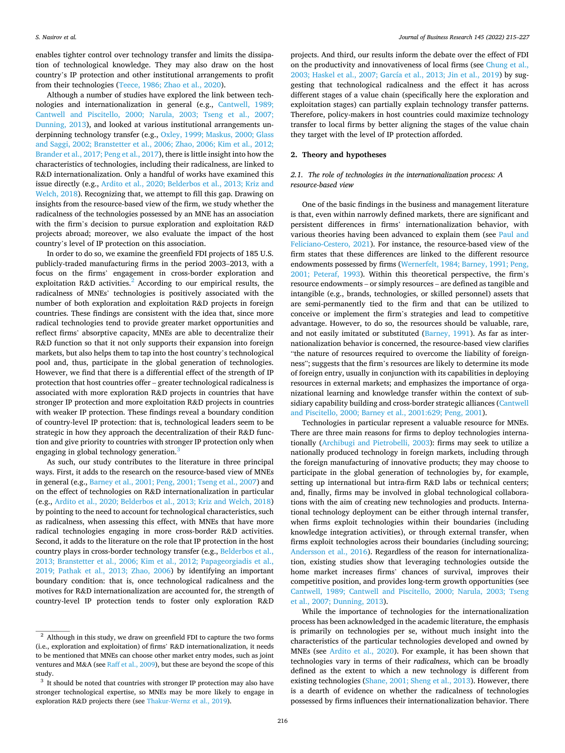enables tighter control over technology transfer and limits the dissipation of technological knowledge. They may also draw on the host country's IP protection and other institutional arrangements to profit from their technologies (Teece, 1986; Zhao et al., 2020).

Although a number of studies have explored the link between technologies and internationalization in general (e.g., Cantwell, 1989; Cantwell and Piscitello, 2000; Narula, 2003; Tseng et al., 2007; Dunning, 2013), and looked at various institutional arrangements underpinning technology transfer (e.g., Oxley, 1999; Maskus, 2000; Glass and Saggi, 2002; Branstetter et al., 2006; Zhao, 2006; Kim et al., 2012; Brander et al., 2017; Peng et al., 2017), there is little insight into how the characteristics of technologies, including their radicalness, are linked to R&D internationalization. Only a handful of works have examined this issue directly (e.g., Ardito et al., 2020; Belderbos et al., 2013; Kriz and Welch, 2018). Recognizing that, we attempt to fill this gap. Drawing on insights from the resource-based view of the firm, we study whether the radicalness of the technologies possessed by an MNE has an association with the firm's decision to pursue exploration and exploitation R&D projects abroad; moreover, we also evaluate the impact of the host country's level of IP protection on this association.

In order to do so, we examine the greenfield FDI projects of 185 U.S. publicly-traded manufacturing firms in the period 2003–2013, with a focus on the firms' engagement in cross-border exploration and exploitation R&D activities.[2] According to our empirical results, the radicalness of MNEs' technologies is positively associated with the number of both exploration and exploitation R&D projects in foreign countries. These findings are consistent with the idea that, since more radical technologies tend to provide greater market opportunities and reflect firms' absorptive capacity, MNEs are able to decentralize their R&D function so that it not only supports their expansion into foreign markets, but also helps them to tap into the host country's technological pool and, thus, participate in the global generation of technologies. However, we find that there is a differential effect of the strength of IP protection that host countries offer – greater technological radicalness is associated with more exploration R&D projects in countries that have stronger IP protection and more exploitation R&D projects in countries with weaker IP protection. These findings reveal a boundary condition of country-level IP protection: that is, technological leaders seem to be strategic in how they approach the decentralization of their R&D function and give priority to countries with stronger IP protection only when engaging in global technology generation.[3]

As such, our study contributes to the literature in three principal ways. First, it adds to the research on the resource-based view of MNEs in general (e.g., Barney et al., 2001; Peng, 2001; Tseng et al., 2007) and on the effect of technologies on R&D internationalization in particular (e.g., Ardito et al., 2020; Belderbos et al., 2013; Kriz and Welch, 2018) by pointing to the need to account for technological characteristics, such as radicalness, when assessing this effect, with MNEs that have more radical technologies engaging in more cross-border R&D activities. Second, it adds to the literature on the role that IP protection in the host country plays in cross-border technology transfer (e.g., Belderbos et al., 2013; Branstetter et al., 2006; Kim et al., 2012; Papageorgiadis et al., 2019; Pathak et al., 2013; Zhao, 2006) by identifying an important boundary condition: that is, once technological radicalness and the motives for R&D internationalization are accounted for, the strength of country-level IP protection tends to foster only exploration R&D projects. And third, our results inform the debate over the effect of FDI on the productivity and innovativeness of local firms (see Chung et al., 2003; Haskel et al., 2007; García et al., 2013; Jin et al., 2019) by suggesting that technological radicalness and the effect it has across different stages of a value chain (specifically here the exploration and exploitation stages) can partially explain technology transfer patterns. Therefore, policy-makers in host countries could maximize technology transfer to local firms by better aligning the stages of the value chain they target with the level of IP protection afforded.

## 2. Theory and hypotheses

### 2.1. The role of technologies in the internationalization process: A resource-based view

One of the basic findings in the business and management literature is that, even within narrowly defined markets, there are significant and persistent differences in firms' internationalization behavior, with various theories having been advanced to explain them (see Paul and Feliciano-Cestero, 2021). For instance, the resource-based view of the firm states that these differences are linked to the different resource endowments possessed by firms (Wernerfelt, 1984; Barney, 1991; Peng, 2001; Peteraf, 1993). Within this theoretical perspective, the firm's resource endowments – or simply resources – are defined as tangible and intangible (e.g., brands, technologies, or skilled personnel) assets that are semi-permanently tied to the firm and that can be utilized to conceive or implement the firm's strategies and lead to competitive advantage. However, to do so, the resources should be valuable, rare, and not easily imitated or substituted (Barney, 1991). As far as internationalization behavior is concerned, the resource-based view clarifies "the nature of resources required to overcome the liability of foreignness"; suggests that the firm's resources are likely to determine its mode of foreign entry, usually in conjunction with its capabilities in deploying resources in external markets; and emphasizes the importance of organizational learning and knowledge transfer within the context of subsidiary capability building and cross-border strategic alliances (Cantwell and Piscitello, 2000; Barney et al., 2001:629; Peng, 2001).

Technologies in particular represent a valuable resource for MNEs. There are three main reasons for firms to deploy technologies internationally (Archibugi and Pietrobelli, 2003): firms may seek to utilize a nationally produced technology in foreign markets, including through the foreign manufacturing of innovative products; they may choose to participate in the global generation of technologies by, for example, setting up international but intra-firm R&D labs or technical centers; and, finally, firms may be involved in global technological collaborations with the aim of creating new technologies and products. International technology deployment can be either through internal transfer, when firms exploit technologies within their boundaries (including knowledge integration activities), or through external transfer, when firms exploit technologies across their boundaries (including sourcing; Andersson et al., 2016). Regardless of the reason for internationalization, existing studies show that leveraging technologies outside the home market increases firms' chances of survival, improves their competitive position, and provides long-term growth opportunities (see Cantwell, 1989; Cantwell and Piscitello, 2000; Narula, 2003; Tseng et al., 2007; Dunning, 2013).

While the importance of technologies for the internationalization process has been acknowledged in the academic literature, the emphasis is primarily on technologies per se, without much insight into the characteristics of the particular technologies developed and owned by MNEs (see Ardito et al., 2020). For example, it has been shown that technologies vary in terms of their *radicalness*, which can be broadly defined as the extent to which a new technology is different from existing technologies (Shane, 2001; Sheng et al., 2013). However, there is a dearth of evidence on whether the radicalness of technologies possessed by firms influences their internationalization behavior. There

---

[2] Although in this study, we draw on greenfield FDI to capture the two forms (i.e., exploration and exploitation) of firms' R&D internationalization, it needs to be mentioned that MNEs can choose other market entry modes, such as joint ventures and M&A (see Raff et al., 2009), but these are beyond the scope of this study.

[3] It should be noted that countries with stronger IP protection may also have stronger technological expertise, so MNEs may be more likely to engage in exploration R&D projects there (see Thakur-Wernz et al., 2019).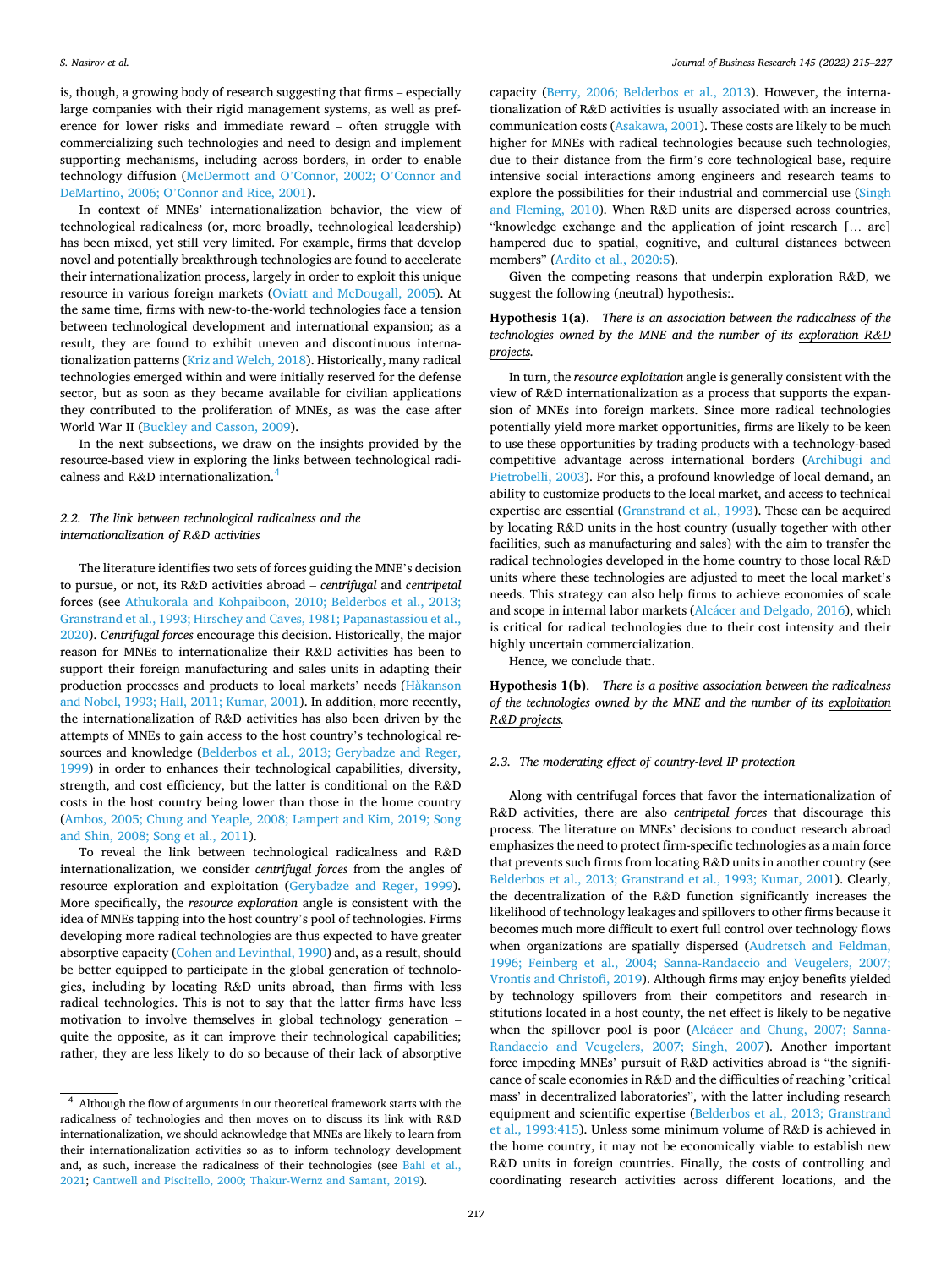is, though, a growing body of research suggesting that firms – especially large companies with their rigid management systems, as well as preference for lower risks and immediate reward – often struggle with commercializing such technologies and need to design and implement supporting mechanisms, including across borders, in order to enable technology diffusion (McDermott and O'Connor, 2002; O'Connor and DeMartino, 2006; O'Connor and Rice, 2001).

In context of MNEs' internationalization behavior, the view of technological radicalness (or, more broadly, technological leadership) has been mixed, yet still very limited. For example, firms that develop novel and potentially breakthrough technologies are found to accelerate their internationalization process, largely in order to exploit this unique resource in various foreign markets (Oviatt and McDougall, 2005). At the same time, firms with new-to-the-world technologies face a tension between technological development and international expansion; as a result, they are found to exhibit uneven and discontinuous internationalization patterns (Kriz and Welch, 2018). Historically, many radical technologies emerged within and were initially reserved for the defense sector, but as soon as they became available for civilian applications they contributed to the proliferation of MNEs, as was the case after World War II (Buckley and Casson, 2009).

In the next subsections, we draw on the insights provided by the resource-based view in exploring the links between technological radicalness and R&D internationalization.[4]

### 2.2. The link between technological radicalness and the internationalization of R&D activities

The literature identifies two sets of forces guiding the MNE's decision to pursue, or not, its R&D activities abroad – *centrifugal* and *centripetal* forces (see Athukorala and Kohpaiboon, 2010; Belderbos et al., 2013; Granstrand et al., 1993; Hirschey and Caves, 1981; Papanastassiou et al., 2020). *Centrifugal forces* encourage this decision. Historically, the major reason for MNEs to internationalize their R&D activities has been to support their foreign manufacturing and sales units in adapting their production processes and products to local markets' needs (Håkanson and Nobel, 1993; Hall, 2011; Kumar, 2001). In addition, more recently, the internationalization of R&D activities has also been driven by the attempts of MNEs to gain access to the host country's technological resources and knowledge (Belderbos et al., 2013; Gerybadze and Reger, 1999) in order to enhances their technological capabilities, diversity, strength, and cost efficiency, but the latter is conditional on the R&D costs in the host country being lower than those in the home country (Ambos, 2005; Chung and Yeaple, 2008; Lampert and Kim, 2019; Song and Shin, 2008; Song et al., 2011).

To reveal the link between technological radicalness and R&D internationalization, we consider *centrifugal forces* from the angles of resource exploration and exploitation (Gerybadze and Reger, 1999). More specifically, the *resource exploration* angle is consistent with the idea of MNEs tapping into the host country's pool of technologies. Firms developing more radical technologies are thus expected to have greater absorptive capacity (Cohen and Levinthal, 1990) and, as a result, should be better equipped to participate in the global generation of technologies, including by locating R&D units abroad, than firms with less radical technologies. This is not to say that the latter firms have less motivation to involve themselves in global technology generation – quite the opposite, as it can improve their technological capabilities; rather, they are less likely to do so because of their lack of absorptive capacity (Berry, 2006; Belderbos et al., 2013). However, the internationalization of R&D activities is usually associated with an increase in communication costs (Asakawa, 2001). These costs are likely to be much higher for MNEs with radical technologies because such technologies, due to their distance from the firm's core technological base, require intensive social interactions among engineers and research teams to explore the possibilities for their industrial and commercial use (Singh and Fleming, 2010). When R&D units are dispersed across countries, "knowledge exchange and the application of joint research [… are] hampered due to spatial, cognitive, and cultural distances between members" (Ardito et al., 2020:5).

Given the competing reasons that underpin exploration R&D, we suggest the following (neutral) hypothesis:.

**Hypothesis 1(a)**. *There is an association between the radicalness of the technologies owned by the MNE and the number of its exploration R&D projects.*

In turn, the *resource exploitation* angle is generally consistent with the view of R&D internationalization as a process that supports the expansion of MNEs into foreign markets. Since more radical technologies potentially yield more market opportunities, firms are likely to be keen to use these opportunities by trading products with a technology-based competitive advantage across international borders (Archibugi and Pietrobelli, 2003). For this, a profound knowledge of local demand, an ability to customize products to the local market, and access to technical expertise are essential (Granstrand et al., 1993). These can be acquired by locating R&D units in the host country (usually together with other facilities, such as manufacturing and sales) with the aim to transfer the radical technologies developed in the home country to those local R&D units where these technologies are adjusted to meet the local market's needs. This strategy can also help firms to achieve economies of scale and scope in internal labor markets (Alcácer and Delgado, 2016), which is critical for radical technologies due to their cost intensity and their highly uncertain commercialization.

Hence, we conclude that:.

**Hypothesis 1(b)**. *There is a positive association between the radicalness of the technologies owned by the MNE and the number of its exploitation R&D projects.*

### 2.3. The moderating effect of country-level IP protection

Along with centrifugal forces that favor the internationalization of R&D activities, there are also *centripetal forces* that discourage this process. The literature on MNEs' decisions to conduct research abroad emphasizes the need to protect firm-specific technologies as a main force that prevents such firms from locating R&D units in another country (see Belderbos et al., 2013; Granstrand et al., 1993; Kumar, 2001). Clearly, the decentralization of the R&D function significantly increases the likelihood of technology leakages and spillovers to other firms because it becomes much more difficult to exert full control over technology flows when organizations are spatially dispersed (Audretsch and Feldman, 1996; Feinberg et al., 2004; Sanna-Randaccio and Veugelers, 2007; Vrontis and Christofi, 2019). Although firms may enjoy benefits yielded by technology spillovers from their competitors and research institutions located in a host county, the net effect is likely to be negative when the spillover pool is poor (Alcácer and Chung, 2007; Sanna-Randaccio and Veugelers, 2007; Singh, 2007). Another important force impeding MNEs' pursuit of R&D activities abroad is "the significance of scale economies in R&D and the difficulties of reaching 'critical mass' in decentralized laboratories", with the latter including research equipment and scientific expertise (Belderbos et al., 2013; Granstrand et al., 1993:415). Unless some minimum volume of R&D is achieved in the home country, it may not be economically viable to establish new R&D units in foreign countries. Finally, the costs of controlling and coordinating research activities across different locations, and the

[4] Although the flow of arguments in our theoretical framework starts with the radicalness of technologies and then moves on to discuss its link with R&D internationalization, we should acknowledge that MNEs are likely to learn from their internationalization activities so as to inform technology development and, as such, increase the radicalness of their technologies (see Bahl et al., 2021; Cantwell and Piscitello, 2000; Thakur-Wernz and Samant, 2019).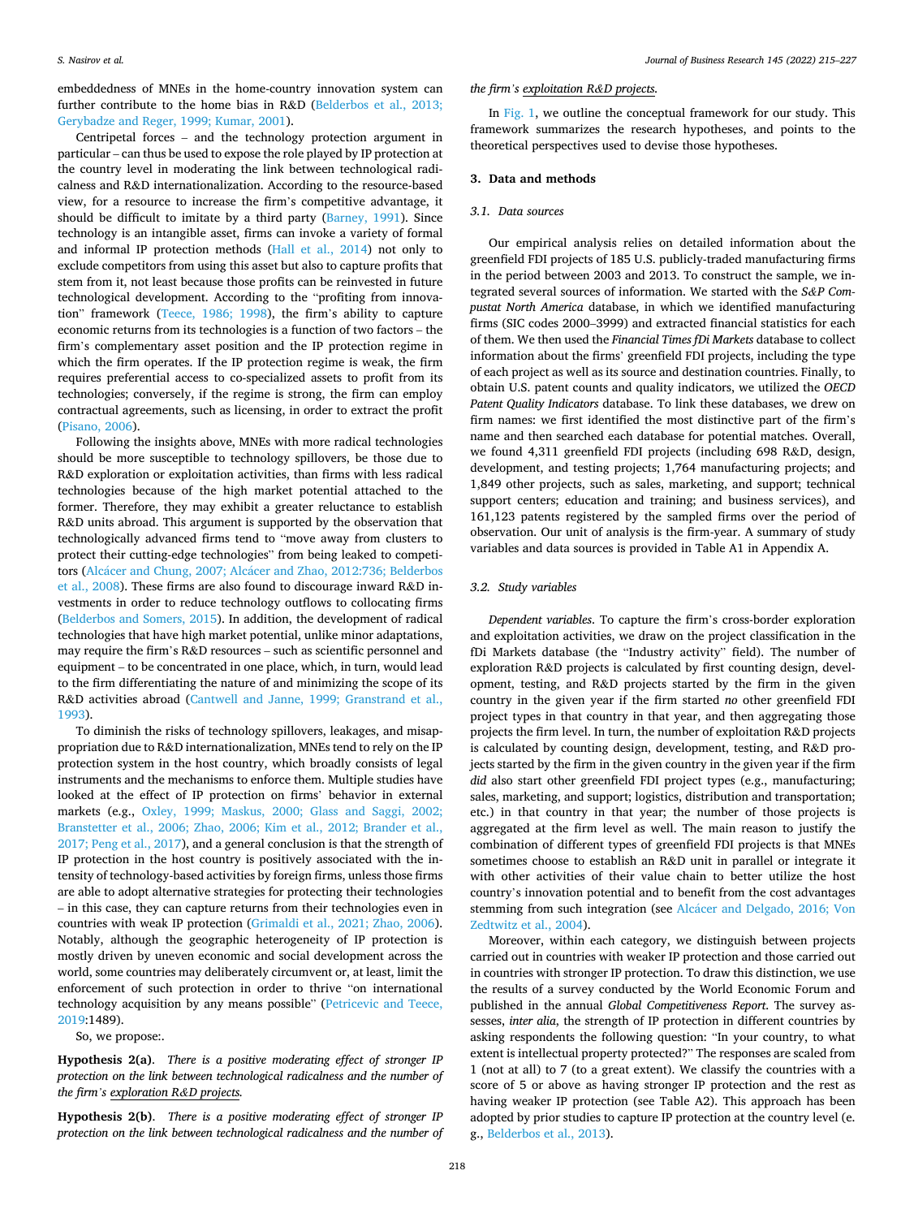embeddedness of MNEs in the home-country innovation system can further contribute to the home bias in R&D (Belderbos et al., 2013; Gerybadze and Reger, 1999; Kumar, 2001).

Centripetal forces – and the technology protection argument in particular – can thus be used to expose the role played by IP protection at the country level in moderating the link between technological radicalness and R&D internationalization. According to the resource-based view, for a resource to increase the firm's competitive advantage, it should be difficult to imitate by a third party (Barney, 1991). Since technology is an intangible asset, firms can invoke a variety of formal and informal IP protection methods (Hall et al., 2014) not only to exclude competitors from using this asset but also to capture profits that stem from it, not least because those profits can be reinvested in future technological development. According to the "profiting from innovation" framework (Teece, 1986; 1998), the firm's ability to capture economic returns from its technologies is a function of two factors – the firm's complementary asset position and the IP protection regime in which the firm operates. If the IP protection regime is weak, the firm requires preferential access to co-specialized assets to profit from its technologies; conversely, if the regime is strong, the firm can employ contractual agreements, such as licensing, in order to extract the profit (Pisano, 2006).

Following the insights above, MNEs with more radical technologies should be more susceptible to technology spillovers, be those due to R&D exploration or exploitation activities, than firms with less radical technologies because of the high market potential attached to the former. Therefore, they may exhibit a greater reluctance to establish R&D units abroad. This argument is supported by the observation that technologically advanced firms tend to "move away from clusters to protect their cutting-edge technologies" from being leaked to competitors (Alcácer and Chung, 2007; Alcácer and Zhao, 2012:736; Belderbos et al., 2008). These firms are also found to discourage inward R&D investments in order to reduce technology outflows to collocating firms (Belderbos and Somers, 2015). In addition, the development of radical technologies that have high market potential, unlike minor adaptations, may require the firm's R&D resources – such as scientific personnel and equipment – to be concentrated in one place, which, in turn, would lead to the firm differentiating the nature of and minimizing the scope of its R&D activities abroad (Cantwell and Janne, 1999; Granstrand et al., 1993).

To diminish the risks of technology spillovers, leakages, and misappropriation due to R&D internationalization, MNEs tend to rely on the IP protection system in the host country, which broadly consists of legal instruments and the mechanisms to enforce them. Multiple studies have looked at the effect of IP protection on firms' behavior in external markets (e.g., Oxley, 1999; Maskus, 2000; Glass and Saggi, 2002; Branstetter et al., 2006; Zhao, 2006; Kim et al., 2012; Brander et al., 2017; Peng et al., 2017), and a general conclusion is that the strength of IP protection in the host country is positively associated with the intensity of technology-based activities by foreign firms, unless those firms are able to adopt alternative strategies for protecting their technologies – in this case, they can capture returns from their technologies even in countries with weak IP protection (Grimaldi et al., 2021; Zhao, 2006). Notably, although the geographic heterogeneity of IP protection is mostly driven by uneven economic and social development across the world, some countries may deliberately circumvent or, at least, limit the enforcement of such protection in order to thrive "on international technology acquisition by any means possible" (Petricevic and Teece, 2019:1489).

So, we propose:.

**Hypothesis 2(a)**. *There is a positive moderating effect of stronger IP protection on the link between technological radicalness and the number of the firm's exploration R&D projects.*

**Hypothesis 2(b)**. *There is a positive moderating effect of stronger IP protection on the link between technological radicalness and the number of the firm's exploitation R&D projects.*

In Fig. 1, we outline the conceptual framework for our study. This framework summarizes the research hypotheses, and points to the theoretical perspectives used to devise those hypotheses.

## 3. Data and methods

### 3.1. Data sources

Our empirical analysis relies on detailed information about the greenfield FDI projects of 185 U.S. publicly-traded manufacturing firms in the period between 2003 and 2013. To construct the sample, we integrated several sources of information. We started with the *S&P Compustat North America* database, in which we identified manufacturing firms (SIC codes 2000–3999) and extracted financial statistics for each of them. We then used the *Financial Times fDi Markets* database to collect information about the firms' greenfield FDI projects, including the type of each project as well as its source and destination countries. Finally, to obtain U.S. patent counts and quality indicators, we utilized the *OECD Patent Quality Indicators* database. To link these databases, we drew on firm names: we first identified the most distinctive part of the firm's name and then searched each database for potential matches. Overall, we found 4,311 greenfield FDI projects (including 698 R&D, design, development, and testing projects; 1,764 manufacturing projects; and 1,849 other projects, such as sales, marketing, and support; technical support centers; education and training; and business services), and 161,123 patents registered by the sampled firms over the period of observation. Our unit of analysis is the firm-year. A summary of study variables and data sources is provided in Table A1 in Appendix A.

### 3.2. Study variables

*Dependent variables*. To capture the firm's cross-border exploration and exploitation activities, we draw on the project classification in the fDi Markets database (the "Industry activity" field). The number of exploration R&D projects is calculated by first counting design, development, testing, and R&D projects started by the firm in the given country in the given year if the firm started *no* other greenfield FDI project types in that country in that year, and then aggregating those projects the firm level. In turn, the number of exploitation R&D projects is calculated by counting design, development, testing, and R&D projects started by the firm in the given country in the given year if the firm *did* also start other greenfield FDI project types (e.g., manufacturing; sales, marketing, and support; logistics, distribution and transportation; etc.) in that country in that year; the number of those projects is aggregated at the firm level as well. The main reason to justify the combination of different types of greenfield FDI projects is that MNEs sometimes choose to establish an R&D unit in parallel or integrate it with other activities of their value chain to better utilize the host country's innovation potential and to benefit from the cost advantages stemming from such integration (see Alcácer and Delgado, 2016; Von Zedtwitz et al., 2004).

Moreover, within each category, we distinguish between projects carried out in countries with weaker IP protection and those carried out in countries with stronger IP protection. To draw this distinction, we use the results of a survey conducted by the World Economic Forum and published in the annual *Global Competitiveness Report*. The survey assesses, *inter alia*, the strength of IP protection in different countries by asking respondents the following question: "In your country, to what extent is intellectual property protected?" The responses are scaled from 1 (not at all) to 7 (to a great extent). We classify the countries with a score of 5 or above as having stronger IP protection and the rest as having weaker IP protection (see Table A2). This approach has been adopted by prior studies to capture IP protection at the country level (e.g., Belderbos et al., 2013).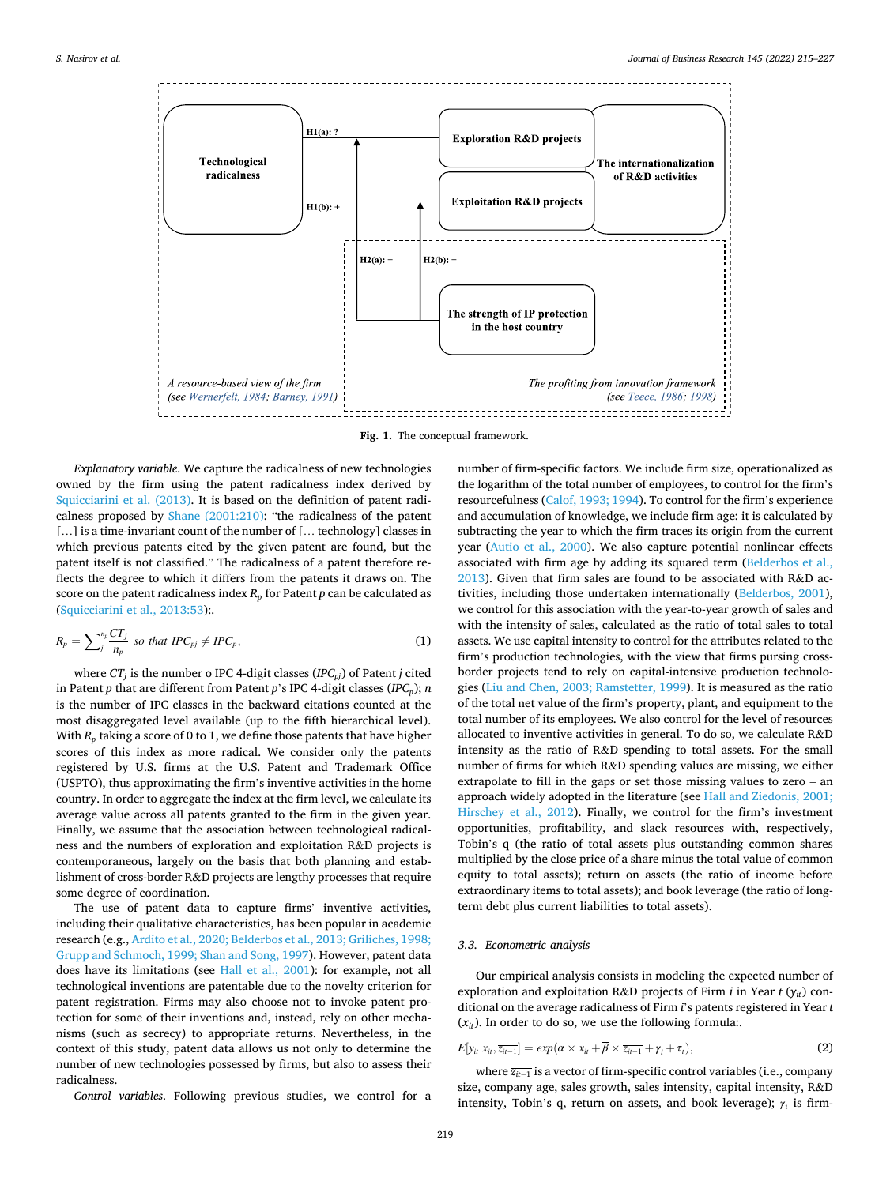Fig. 1. The conceptual framework.

*Explanatory variable*. We capture the radicalness of new technologies owned by the firm using the patent radicalness index derived by Squicciarini et al. (2013). It is based on the definition of patent radicalness proposed by Shane (2001:210): "the radicalness of the patent [… ] is a time-invariant count of the number of [… technology] classes in which previous patents cited by the given patent are found, but the patent itself is not classified." The radicalness of a patent therefore reflects the degree to which it differs from the patents it draws on. The score on the patent radicalness index $R_p$ for Patent $p$ can be calculated as (Squicciarini et al., 2013:53):.

$$R_p = \sum_{j}^{n_p} \frac{CT_j}{n_p} \ \ so\ that\ IPC_{pj} \neq IPC_p, \tag{1}$$

where $CT_j$ is the number o IPC 4-digit classes ($IPC_{pj}$) of Patent $j$ cited in Patent $p$ that are different from Patent $p$'s IPC 4-digit classes ($IPC_p$); $n$ is the number of IPC classes in the backward citations counted at the most disaggregated level available (up to the fifth hierarchical level). With $R_p$ taking a score of 0 to 1, we define those patents that have higher scores of this index as more radical. We consider only the patents registered by U.S. firms at the U.S. Patent and Trademark Office (USPTO), thus approximating the firm's inventive activities in the home country. In order to aggregate the index at the firm level, we calculate its average value across all patents granted to the firm in the given year. Finally, we assume that the association between technological radicalness and the numbers of exploration and exploitation R&D projects is contemporaneous, largely on the basis that both planning and establishment of cross-border R&D projects are lengthy processes that require some degree of coordination.

The use of patent data to capture firms' inventive activities, including their qualitative characteristics, has been popular in academic research (e.g., Ardito et al., 2020; Belderbos et al., 2013; Griliches, 1998; Grupp and Schmoch, 1999; Shan and Song, 1997). However, patent data does have its limitations (see Hall et al., 2001): for example, not all technological inventions are patentable due to the novelty criterion for patent registration. Firms may also choose not to invoke patent protection for some of their inventions and, instead, rely on other mechanisms (such as secrecy) to appropriate returns. Nevertheless, in the context of this study, patent data allows us not only to determine the number of new technologies possessed by firms, but also to assess their radicalness.

*Control variables*. Following previous studies, we control for a number of firm-specific factors. We include firm size, operationalized as the logarithm of the total number of employees, to control for the firm's resourcefulness (Calof, 1993; 1994). To control for the firm's experience and accumulation of knowledge, we include firm age: it is calculated by subtracting the year to which the firm traces its origin from the current year (Autio et al., 2000). We also capture potential nonlinear effects associated with firm age by adding its squared term (Belderbos et al., 2013). Given that firm sales are found to be associated with R&D activities, including those undertaken internationally (Belderbos, 2001), we control for this association with the year-to-year growth of sales and with the intensity of sales, calculated as the ratio of total sales to total assets. We use capital intensity to control for the attributes related to the firm's production technologies, with the view that firms pursing cross-border projects tend to rely on capital-intensive production technologies (Liu and Chen, 2003; Ramstetter, 1999). It is measured as the ratio of the total net value of the firm's property, plant, and equipment to the total number of its employees. We also control for the level of resources allocated to inventive activities in general. To do so, we calculate R&D intensity as the ratio of R&D spending to total assets. For the small number of firms for which R&D spending values are missing, we either extrapolate to fill in the gaps or set those missing values to zero – an approach widely adopted in the literature (see Hall and Ziedonis, 2001; Hirschey et al., 2012). Finally, we control for the firm's investment opportunities, profitability, and slack resources with, respectively, Tobin's q (the ratio of total assets plus outstanding common shares multiplied by the close price of a share minus the total value of common equity to total assets); return on assets (the ratio of income before extraordinary items to total assets); and book leverage (the ratio of long-term debt plus current liabilities to total assets).

### 3.3. Econometric analysis

Our empirical analysis consists in modeling the expected number of exploration and exploitation R&D projects of Firm $i$ in Year $t$ ($y_{it}$) conditional on the average radicalness of Firm $i$'s patents registered in Year $t$ ($x_{it}$). In order to do so, we use the following formula:.

$$E[y_{it}|x_{it}, \overline{z_{it-1}}] = exp(\alpha \times x_{it} + \overline{\beta} \times \overline{z_{it-1}} + \gamma_i + \tau_t), \tag{2}$$

where $\overline{z_{it-1}}$ is a vector of firm-specific control variables (i.e., company size, company age, sales growth, sales intensity, capital intensity, R&D intensity, Tobin's q, return on assets, and book leverage); $\gamma_i$ is firm-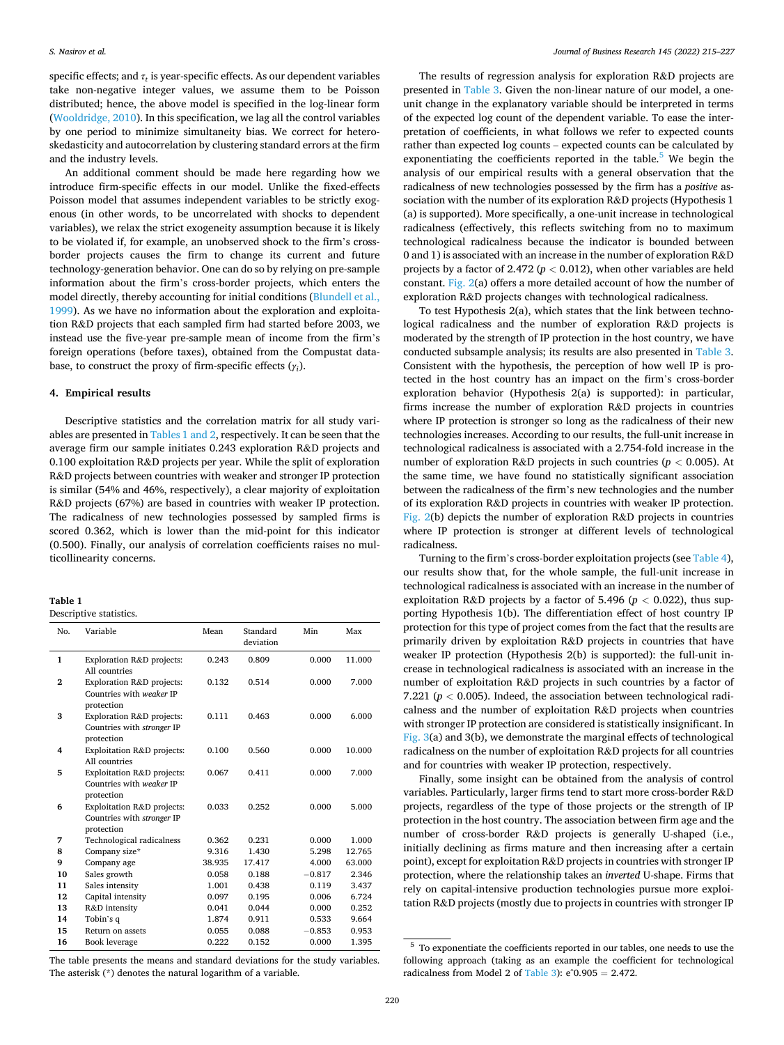specific effects; and $\tau_t$ is year-specific effects. As our dependent variables take non-negative integer values, we assume them to be Poisson distributed; hence, the above model is specified in the log-linear form (Wooldridge, 2010). In this specification, we lag all the control variables by one period to minimize simultaneity bias. We correct for heteroskedasticity and autocorrelation by clustering standard errors at the firm and the industry levels.

An additional comment should be made here regarding how we introduce firm-specific effects in our model. Unlike the fixed-effects Poisson model that assumes independent variables to be strictly exogenous (in other words, to be uncorrelated with shocks to dependent variables), we relax the strict exogeneity assumption because it is likely to be violated if, for example, an unobserved shock to the firm's cross-border projects causes the firm to change its current and future technology-generation behavior. One can do so by relying on pre-sample information about the firm's cross-border projects, which enters the model directly, thereby accounting for initial conditions (Blundell et al., 1999). As we have no information about the exploration and exploitation R&D projects that each sampled firm had started before 2003, we instead use the five-year pre-sample mean of income from the firm's foreign operations (before taxes), obtained from the Compustat database, to construct the proxy of firm-specific effects ($\gamma_i$).

## 4. Empirical results

Descriptive statistics and the correlation matrix for all study variables are presented in Tables 1 and 2, respectively. It can be seen that the average firm our sample initiates 0.243 exploration R&D projects and 0.100 exploitation R&D projects per year. While the split of exploration R&D projects between countries with weaker and stronger IP protection is similar (54% and 46%, respectively), a clear majority of exploitation R&D projects (67%) are based in countries with weaker IP protection. The radicalness of new technologies possessed by sampled firms is scored 0.362, which is lower than the mid-point for this indicator (0.500). Finally, our analysis of correlation coefficients raises no multicollinearity concerns.

**Table 1**
Descriptive statistics.

| No. | Variable | Mean | Standard deviation | Min | Max |
|---|---|---|---|---|---|
| **1** | Exploration R&D projects: All countries | 0.243 | 0.809 | 0.000 | 11.000 |
| **2** | Exploration R&D projects: Countries with *weaker* IP protection | 0.132 | 0.514 | 0.000 | 7.000 |
| **3** | Exploration R&D projects: Countries with *stronger* IP protection | 0.111 | 0.463 | 0.000 | 6.000 |
| **4** | Exploitation R&D projects: All countries | 0.100 | 0.560 | 0.000 | 10.000 |
| **5** | Exploitation R&D projects: Countries with *weaker* IP protection | 0.067 | 0.411 | 0.000 | 7.000 |
| **6** | Exploitation R&D projects: Countries with *stronger* IP protection | 0.033 | 0.252 | 0.000 | 5.000 |
| **7** | Technological radicalness | 0.362 | 0.231 | 0.000 | 1.000 |
| **8** | Company size* | 9.316 | 1.430 | 5.298 | 12.765 |
| **9** | Company age | 38.935 | 17.417 | 4.000 | 63.000 |
| **10** | Sales growth | 0.058 | 0.188 | −0.817 | 2.346 |
| **11** | Sales intensity | 1.001 | 0.438 | 0.119 | 3.437 |
| **12** | Capital intensity | 0.097 | 0.195 | 0.006 | 6.724 |
| **13** | R&D intensity | 0.041 | 0.044 | 0.000 | 0.252 |
| **14** | Tobin's q | 1.874 | 0.911 | 0.533 | 9.664 |
| **15** | Return on assets | 0.055 | 0.088 | −0.853 | 0.953 |
| **16** | Book leverage | 0.222 | 0.152 | 0.000 | 1.395 |

The table presents the means and standard deviations for the study variables. The asterisk (*) denotes the natural logarithm of a variable.

The results of regression analysis for exploration R&D projects are presented in Table 3. Given the non-linear nature of our model, a one-unit change in the explanatory variable should be interpreted in terms of the expected log count of the dependent variable. To ease the interpretation of coefficients, in what follows we refer to expected counts rather than expected log counts – expected counts can be calculated by exponentiating the coefficients reported in the table.[5] We begin the analysis of our empirical results with a general observation that the radicalness of new technologies possessed by the firm has a *positive* association with the number of its exploration R&D projects (Hypothesis 1 (a) is supported). More specifically, a one-unit increase in technological radicalness (effectively, this reflects switching from no to maximum technological radicalness because the indicator is bounded between 0 and 1) is associated with an increase in the number of exploration R&D projects by a factor of 2.472 ($p < 0.012$), when other variables are held constant. Fig. 2(a) offers a more detailed account of how the number of exploration R&D projects changes with technological radicalness.

To test Hypothesis 2(a), which states that the link between technological radicalness and the number of exploration R&D projects is moderated by the strength of IP protection in the host country, we have conducted subsample analysis; its results are also presented in Table 3. Consistent with the hypothesis, the perception of how well IP is protected in the host country has an impact on the firm's cross-border exploration behavior (Hypothesis 2(a) is supported): in particular, firms increase the number of exploration R&D projects in countries where IP protection is stronger so long as the radicalness of their new technologies increases. According to our results, the full-unit increase in technological radicalness is associated with a 2.754-fold increase in the number of exploration R&D projects in such countries ($p < 0.005$). At the same time, we have found no statistically significant association between the radicalness of the firm's new technologies and the number of its exploration R&D projects in countries with weaker IP protection. Fig. 2(b) depicts the number of exploration R&D projects in countries where IP protection is stronger at different levels of technological radicalness.

Turning to the firm's cross-border exploitation projects (see Table 4), our results show that, for the whole sample, the full-unit increase in technological radicalness is associated with an increase in the number of exploitation R&D projects by a factor of 5.496 ($p < 0.022$), thus supporting Hypothesis 1(b). The differentiation effect of host country IP protection for this type of project comes from the fact that the results are primarily driven by exploitation R&D projects in countries that have weaker IP protection (Hypothesis 2(b) is supported): the full-unit increase in technological radicalness is associated with an increase in the number of exploitation R&D projects in such countries by a factor of 7.221 ($p < 0.005$). Indeed, the association between technological radicalness and the number of exploitation R&D projects when countries with stronger IP protection are considered is statistically insignificant. In Fig. 3(a) and 3(b), we demonstrate the marginal effects of technological radicalness on the number of exploitation R&D projects for all countries and for countries with weaker IP protection, respectively.

Finally, some insight can be obtained from the analysis of control variables. Particularly, larger firms tend to start more cross-border R&D projects, regardless of the type of those projects or the strength of IP protection in the host country. The association between firm age and the number of cross-border R&D projects is generally U-shaped (i.e., initially declining as firms mature and then increasing after a certain point), except for exploitation R&D projects in countries with stronger IP protection, where the relationship takes an *inverted* U-shape. Firms that rely on capital-intensive production technologies pursue more exploitation R&D projects (mostly due to projects in countries with stronger IP

[5] To exponentiate the coefficients reported in our tables, one needs to use the following approach (taking as an example the coefficient for technological radicalness from Model 2 of Table 3): e^0.905 = 2.472.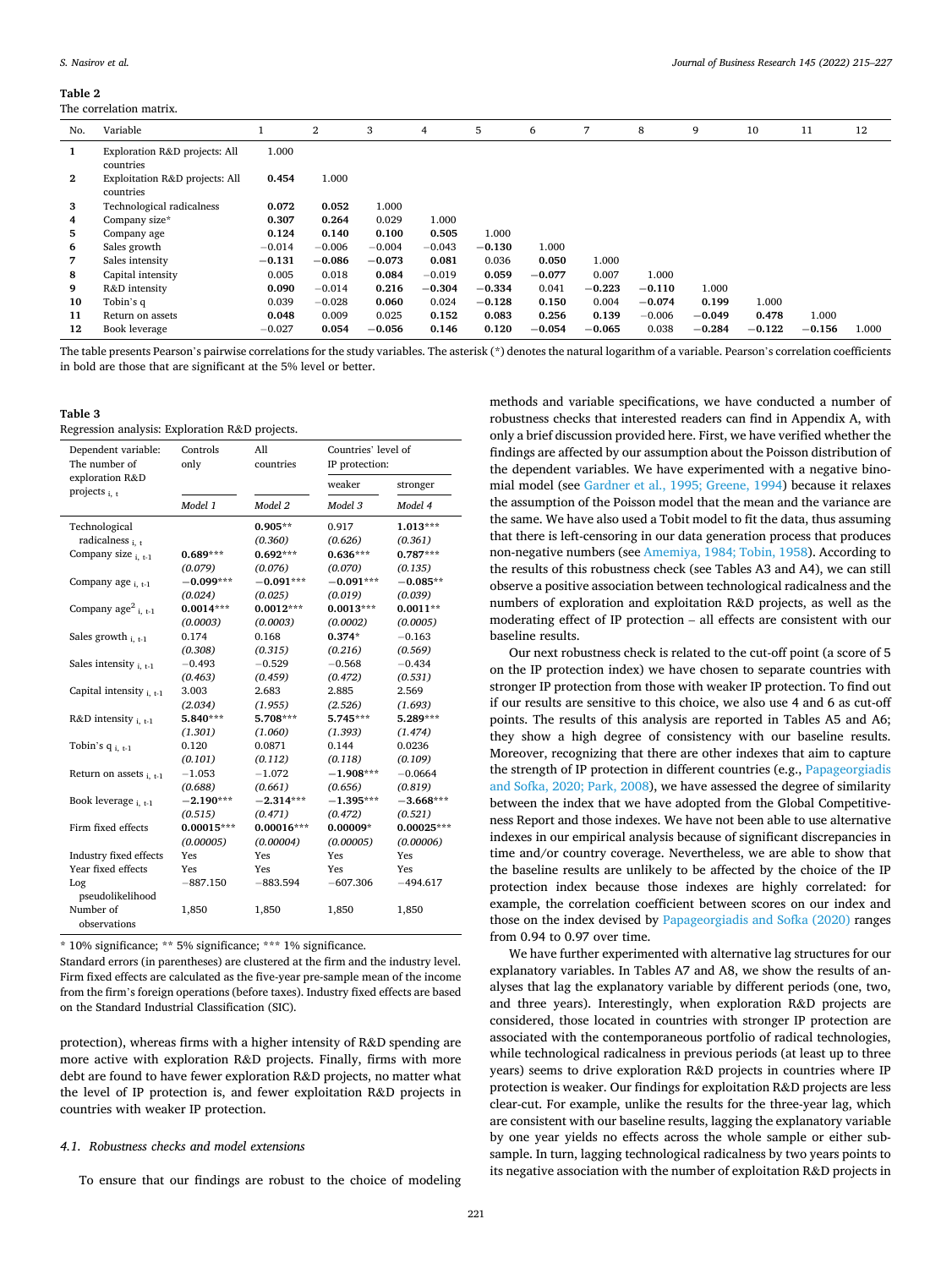**Table 2**
The correlation matrix.

| No. | Variable | 1 | 2 | 3 | 4 | 5 | 6 | 7 | 8 | 9 | 10 | 11 | 12 |
|---|---|---|---|---|---|---|---|---|---|---|---|---|---|
| 1 | Exploration R&D projects: All countries | 1.000 | | | | | | | | | | | |
| 2 | Exploitation R&D projects: All countries | **0.454** | 1.000 | | | | | | | | | | |
| 3 | Technological radicalness | **0.072** | **0.052** | 1.000 | | | | | | | | | |
| 4 | Company size* | **0.307** | **0.264** | 0.029 | 1.000 | | | | | | | | |
| 5 | Company age | **0.124** | **0.140** | **0.100** | **0.505** | 1.000 | | | | | | | |
| 6 | Sales growth | −0.014 | −0.006 | −0.004 | −0.043 | **−0.130** | 1.000 | | | | | | |
| 7 | Sales intensity | **−0.131** | **−0.086** | **−0.073** | **0.081** | 0.036 | **0.050** | 1.000 | | | | | |
| 8 | Capital intensity | 0.005 | 0.018 | **0.084** | −0.019 | **0.059** | **−0.077** | 0.007 | 1.000 | | | | |
| 9 | R&D intensity | **0.090** | −0.014 | **0.216** | **−0.304** | **−0.334** | 0.041 | **−0.223** | **−0.110** | 1.000 | | | |
| 10 | Tobin's q | 0.039 | −0.028 | **0.060** | 0.024 | **−0.128** | **0.150** | 0.004 | **−0.074** | **0.199** | 1.000 | | |
| 11 | Return on assets | **0.048** | 0.009 | 0.025 | **0.152** | **0.083** | **0.256** | **0.139** | −0.006 | **−0.049** | **0.478** | 1.000 | |
| 12 | Book leverage | −0.027 | **0.054** | **−0.056** | **0.146** | **0.120** | **−0.054** | **−0.065** | 0.038 | **−0.284** | **−0.122** | **−0.156** | 1.000 |

The table presents Pearson's pairwise correlations for the study variables. The asterisk (*) denotes the natural logarithm of a variable. Pearson's correlation coefficients in bold are those that are significant at the 5% level or better.

**Table 3**
Regression analysis: Exploration R&D projects.

| Dependent variable: The number of exploration R&D projects $_{i,\ t}$ | Controls only | All countries | Countries' level of IP protection: | |
|---|---|---|---|---|
| | | | weaker | stronger |
| | *Model 1* | *Model 2* | *Model 3* | *Model 4* |
| Technological radicalness $_{i,\ t}$ | | **0.905**** | 0.917 | **1.013***** |
| | | *(0.360)* | *(0.626)* | *(0.361)* |
| Company size $_{i,\ t\text{-}1}$ | **0.689***** | **0.692***** | **0.636***** | **0.787***** |
| | *(0.079)* | *(0.076)* | *(0.070)* | *(0.135)* |
| Company age $_{i,\ t\text{-}1}$ | **−0.099***** | **−0.091***** | **−0.091***** | **−0.085**** |
| | *(0.024)* | *(0.025)* | *(0.019)* | *(0.039)* |
| Company age$^2$ $_{i,\ t\text{-}1}$ | **0.0014***** | **0.0012***** | **0.0013***** | **0.0011**** |
| | *(0.0003)* | *(0.0003)* | *(0.0002)* | *(0.0005)* |
| Sales growth $_{i,\ t\text{-}1}$ | 0.174 | 0.168 | **0.374*** | −0.163 |
| | *(0.308)* | *(0.315)* | *(0.216)* | *(0.569)* |
| Sales intensity $_{i,\ t\text{-}1}$ | −0.493 | −0.529 | −0.568 | −0.434 |
| | *(0.463)* | *(0.459)* | *(0.472)* | *(0.531)* |
| Capital intensity $_{i,\ t\text{-}1}$ | 3.003 | 2.683 | 2.885 | 2.569 |
| | *(2.034)* | *(1.955)* | *(2.526)* | *(1.693)* |
| R&D intensity $_{i,\ t\text{-}1}$ | **5.840***** | **5.708***** | **5.745***** | **5.289***** |
| | *(1.301)* | *(1.060)* | *(1.393)* | *(1.474)* |
| Tobin's q $_{i,\ t\text{-}1}$ | 0.120 | 0.0871 | 0.144 | 0.0236 |
| | *(0.101)* | *(0.112)* | *(0.118)* | *(0.109)* |
| Return on assets $_{i,\ t\text{-}1}$ | −1.053 | −1.072 | **−1.908***** | −0.0664 |
| | *(0.688)* | *(0.661)* | *(0.656)* | *(0.819)* |
| Book leverage $_{i,\ t\text{-}1}$ | **−2.190***** | **−2.314***** | **−1.395***** | **−3.668***** |
| | *(0.515)* | *(0.471)* | *(0.472)* | *(0.521)* |
| Firm fixed effects | **0.00015***** | **0.00016***** | **0.00009*** | **0.00025***** |
| | *(0.00005)* | *(0.00004)* | *(0.00005)* | *(0.00006)* |
| Industry fixed effects | Yes | Yes | Yes | Yes |
| Year fixed effects | Yes | Yes | Yes | Yes |
| Log pseudolikelihood | −887.150 | −883.594 | −607.306 | −494.617 |
| Number of observations | 1,850 | 1,850 | 1,850 | 1,850 |

* 10% significance; ** 5% significance; *** 1% significance.
Standard errors (in parentheses) are clustered at the firm and the industry level. Firm fixed effects are calculated as the five-year pre-sample mean of the income from the firm's foreign operations (before taxes). Industry fixed effects are based on the Standard Industrial Classification (SIC).

protection), whereas firms with a higher intensity of R&D spending are more active with exploration R&D projects. Finally, firms with more debt are found to have fewer exploration R&D projects, no matter what the level of IP protection is, and fewer exploitation R&D projects in countries with weaker IP protection.

### 4.1. Robustness checks and model extensions

To ensure that our findings are robust to the choice of modeling methods and variable specifications, we have conducted a number of robustness checks that interested readers can find in Appendix A, with only a brief discussion provided here. First, we have verified whether the findings are affected by our assumption about the Poisson distribution of the dependent variables. We have experimented with a negative binomial model (see Gardner et al., 1995; Greene, 1994) because it relaxes the assumption of the Poisson model that the mean and the variance are the same. We have also used a Tobit model to fit the data, thus assuming that there is left-censoring in our data generation process that produces non-negative numbers (see Amemiya, 1984; Tobin, 1958). According to the results of this robustness check (see Tables A3 and A4), we can still observe a positive association between technological radicalness and the numbers of exploration and exploitation R&D projects, as well as the moderating effect of IP protection – all effects are consistent with our baseline results.

Our next robustness check is related to the cut-off point (a score of 5 on the IP protection index) we have chosen to separate countries with stronger IP protection from those with weaker IP protection. To find out if our results are sensitive to this choice, we also use 4 and 6 as cut-off points. The results of this analysis are reported in Tables A5 and A6; they show a high degree of consistency with our baseline results. Moreover, recognizing that there are other indexes that aim to capture the strength of IP protection in different countries (e.g., Papageorgiadis and Sofka, 2020; Park, 2008), we have assessed the degree of similarity between the index that we have adopted from the Global Competitiveness Report and those indexes. We have not been able to use alternative indexes in our empirical analysis because of significant discrepancies in time and/or country coverage. Nevertheless, we are able to show that the baseline results are unlikely to be affected by the choice of the IP protection index because those indexes are highly correlated: for example, the correlation coefficient between scores on our index and those on the index devised by Papageorgiadis and Sofka (2020) ranges from 0.94 to 0.97 over time.

We have further experimented with alternative lag structures for our explanatory variables. In Tables A7 and A8, we show the results of analyses that lag the explanatory variable by different periods (one, two, and three years). Interestingly, when exploration R&D projects are considered, those located in countries with stronger IP protection are associated with the contemporaneous portfolio of radical technologies, while technological radicalness in previous periods (at least up to three years) seems to drive exploration R&D projects in countries where IP protection is weaker. Our findings for exploitation R&D projects are less clear-cut. For example, unlike the results for the three-year lag, which are consistent with our baseline results, lagging the explanatory variable by one year yields no effects across the whole sample or either subsample. In turn, lagging technological radicalness by two years points to its negative association with the number of exploitation R&D projects in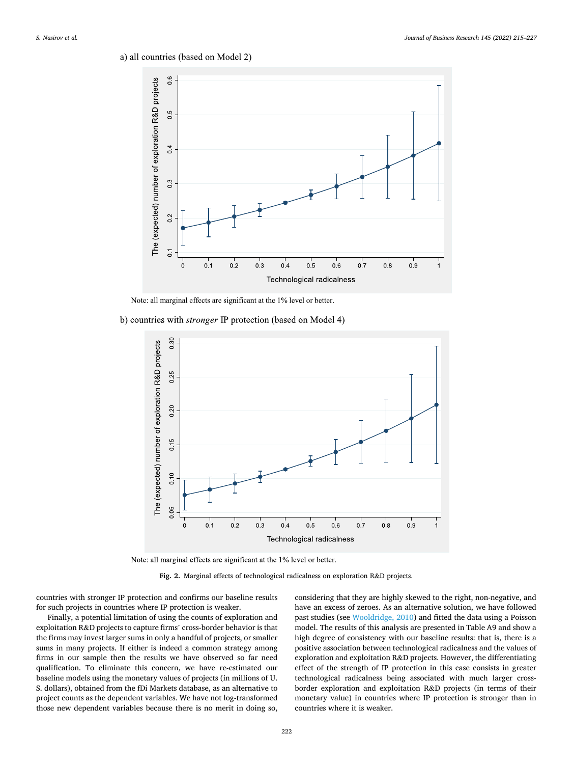a) all countries (based on Model 2)

Note: all marginal effects are significant at the 1% level or better.

b) countries with *stronger* IP protection (based on Model 4)

Note: all marginal effects are significant at the 1% level or better.

**Fig. 2.** Marginal effects of technological radicalness on exploration R&D projects.

countries with stronger IP protection and confirms our baseline results for such projects in countries where IP protection is weaker.

Finally, a potential limitation of using the counts of exploration and exploitation R&D projects to capture firms' cross-border behavior is that the firms may invest larger sums in only a handful of projects, or smaller sums in many projects. If either is indeed a common strategy among firms in our sample then the results we have observed so far need qualification. To eliminate this concern, we have re-estimated our baseline models using the monetary values of projects (in millions of U. S. dollars), obtained from the fDi Markets database, as an alternative to project counts as the dependent variables. We have not log-transformed those new dependent variables because there is no merit in doing so, considering that they are highly skewed to the right, non-negative, and have an excess of zeroes. As an alternative solution, we have followed past studies (see Wooldridge, 2010) and fitted the data using a Poisson model. The results of this analysis are presented in Table A9 and show a high degree of consistency with our baseline results: that is, there is a positive association between technological radicalness and the values of exploration and exploitation R&D projects. However, the differentiating effect of the strength of IP protection in this case consists in greater technological radicalness being associated with much larger cross-border exploration and exploitation R&D projects (in terms of their monetary value) in countries where IP protection is stronger than in countries where it is weaker.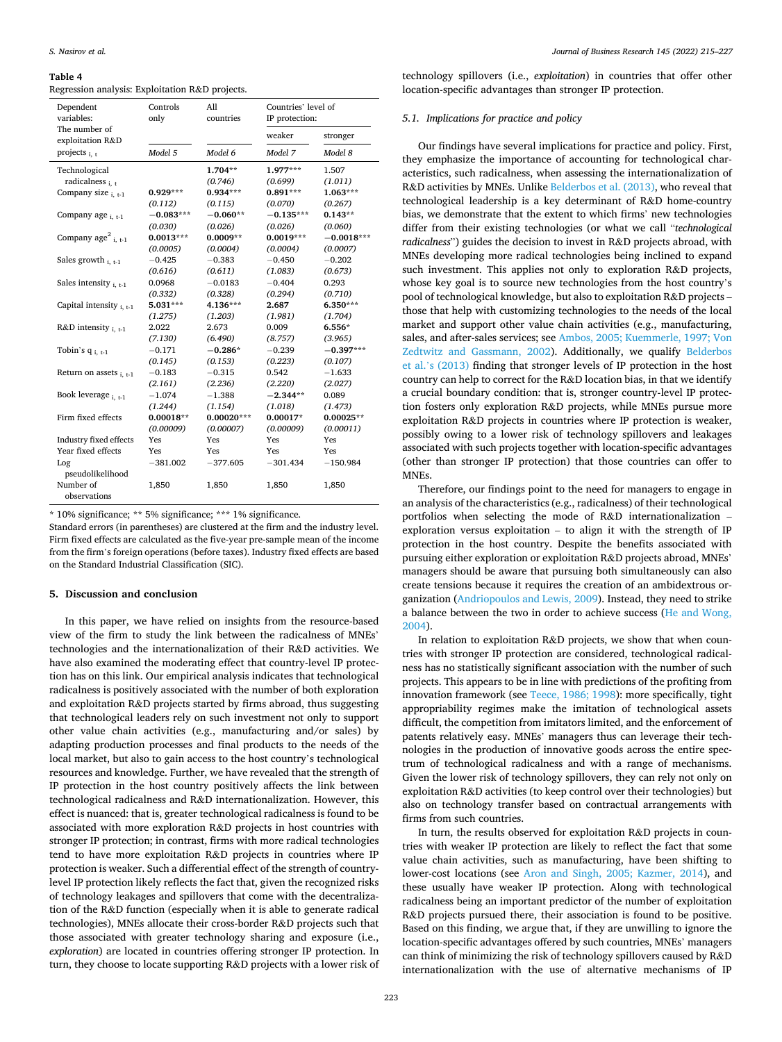**Table 4**
Regression analysis: Exploitation R&D projects.

| Dependent variables: The number of exploitation R&D projects $_{i, t}$ | Controls only | All countries | Countries' level of IP protection: | |
|---|---|---|---|---|
| | | | weaker | stronger |
| | Model 5 | Model 6 | Model 7 | Model 8 |
| Technological radicalness $_{i, t}$ | | **1.704**** | **1.977***** | 1.507 |
| | | *(0.746)* | *(0.699)* | *(1.011)* |
| Company size $_{i, t-1}$ | **0.929***** | **0.934***** | **0.891***** | **1.063***** |
| | *(0.112)* | *(0.115)* | *(0.070)* | *(0.267)* |
| Company age $_{i, t-1}$ | **−0.083***** | **−0.060**** | **−0.135***** | **0.143**** |
| | *(0.030)* | *(0.026)* | *(0.026)* | *(0.060)* |
| Company age$^2$ $_{i, t-1}$ | **0.0013***** | **0.0009**** | **0.0019***** | **−0.0018***** |
| | *(0.0005)* | *(0.0004)* | *(0.0004)* | *(0.0007)* |
| Sales growth $_{i, t-1}$ | −0.425 | −0.383 | −0.450 | −0.202 |
| | *(0.616)* | *(0.611)* | *(1.083)* | *(0.673)* |
| Sales intensity $_{i, t-1}$ | 0.0968 | −0.0183 | −0.404 | 0.293 |
| | *(0.332)* | *(0.328)* | *(0.294)* | *(0.710)* |
| Capital intensity $_{i, t-1}$ | **5.031***** | **4.136***** | 2.687 | **6.350***** |
| | *(1.275)* | *(1.203)* | *(1.981)* | *(1.704)* |
| R&D intensity $_{i, t-1}$ | 2.022 | 2.673 | 0.009 | **6.556*** |
| | *(7.130)* | *(6.490)* | *(8.757)* | *(3.965)* |
| Tobin's q $_{i, t-1}$ | −0.171 | **−0.286*** | −0.239 | **−0.397***** |
| | *(0.145)* | *(0.153)* | *(0.223)* | *(0.107)* |
| Return on assets $_{i, t-1}$ | −0.183 | −0.315 | 0.542 | −1.633 |
| | *(2.161)* | *(2.236)* | *(2.220)* | *(2.027)* |
| Book leverage $_{i, t-1}$ | −1.074 | −1.388 | **−2.344**** | 0.089 |
| | *(1.244)* | *(1.154)* | *(1.018)* | *(1.473)* |
| Firm fixed effects | **0.00018**** | **0.00020***** | **0.00017*** | **0.00025**** |
| | *(0.00009)* | *(0.00007)* | *(0.00009)* | *(0.00011)* |
| Industry fixed effects | Yes | Yes | Yes | Yes |
| Year fixed effects | Yes | Yes | Yes | Yes |
| Log pseudolikelihood | −381.002 | −377.605 | −301.434 | −150.984 |
| Number of observations | 1,850 | 1,850 | 1,850 | 1,850 |

* 10% significance; ** 5% significance; *** 1% significance.
Standard errors (in parentheses) are clustered at the firm and the industry level. Firm fixed effects are calculated as the five-year pre-sample mean of the income from the firm's foreign operations (before taxes). Industry fixed effects are based on the Standard Industrial Classification (SIC).

## 5. Discussion and conclusion

In this paper, we have relied on insights from the resource-based view of the firm to study the link between the radicalness of MNEs' technologies and the internationalization of their R&D activities. We have also examined the moderating effect that country-level IP protection has on this link. Our empirical analysis indicates that technological radicalness is positively associated with the number of both exploration and exploitation R&D projects started by firms abroad, thus suggesting that technological leaders rely on such investment not only to support other value chain activities (e.g., manufacturing and/or sales) by adapting production processes and final products to the needs of the local market, but also to gain access to the host country's technological resources and knowledge. Further, we have revealed that the strength of IP protection in the host country positively affects the link between technological radicalness and R&D internationalization. However, this effect is nuanced: that is, greater technological radicalness is found to be associated with more exploration R&D projects in host countries with stronger IP protection; in contrast, firms with more radical technologies tend to have more exploitation R&D projects in countries where IP protection is weaker. Such a differential effect of the strength of country-level IP protection likely reflects the fact that, given the recognized risks of technology leakages and spillovers that come with the decentralization of the R&D function (especially when it is able to generate radical technologies), MNEs allocate their cross-border R&D projects such that those associated with greater technology sharing and exposure (i.e., *exploration*) are located in countries offering stronger IP protection. In turn, they choose to locate supporting R&D projects with a lower risk of technology spillovers (i.e., *exploitation*) in countries that offer other location-specific advantages than stronger IP protection.

### 5.1. Implications for practice and policy

Our findings have several implications for practice and policy. First, they emphasize the importance of accounting for technological characteristics, such radicalness, when assessing the internationalization of R&D activities by MNEs. Unlike Belderbos et al. (2013), who reveal that technological leadership is a key determinant of R&D home-country bias, we demonstrate that the extent to which firms' new technologies differ from their existing technologies (or what we call "*technological radicalness*") guides the decision to invest in R&D projects abroad, with MNEs developing more radical technologies being inclined to expand such investment. This applies not only to exploration R&D projects, whose key goal is to source new technologies from the host country's pool of technological knowledge, but also to exploitation R&D projects – those that help with customizing technologies to the needs of the local market and support other value chain activities (e.g., manufacturing, sales, and after-sales services; see Ambos, 2005; Kuemmerle, 1997; Von Zedtwitz and Gassmann, 2002). Additionally, we qualify Belderbos et al.'s (2013) finding that stronger levels of IP protection in the host country can help to correct for the R&D location bias, in that we identify a crucial boundary condition: that is, stronger country-level IP protection fosters only exploration R&D projects, while MNEs pursue more exploitation R&D projects in countries where IP protection is weaker, possibly owing to a lower risk of technology spillovers and leakages associated with such projects together with location-specific advantages (other than stronger IP protection) that those countries can offer to MNEs.

Therefore, our findings point to the need for managers to engage in an analysis of the characteristics (e.g., radicalness) of their technological portfolios when selecting the mode of R&D internationalization – exploration versus exploitation – to align it with the strength of IP protection in the host country. Despite the benefits associated with pursuing either exploration or exploitation R&D projects abroad, MNEs' managers should be aware that pursuing both simultaneously can also create tensions because it requires the creation of an ambidextrous organization (Andriopoulos and Lewis, 2009). Instead, they need to strike a balance between the two in order to achieve success (He and Wong, 2004).

In relation to exploitation R&D projects, we show that when countries with stronger IP protection are considered, technological radicalness has no statistically significant association with the number of such projects. This appears to be in line with predictions of the profiting from innovation framework (see Teece, 1986; 1998): more specifically, tight appropriability regimes make the imitation of technological assets difficult, the competition from imitators limited, and the enforcement of patents relatively easy. MNEs' managers thus can leverage their technologies in the production of innovative goods across the entire spectrum of technological radicalness and with a range of mechanisms. Given the lower risk of technology spillovers, they can rely not only on exploitation R&D activities (to keep control over their technologies) but also on technology transfer based on contractual arrangements with firms from such countries.

In turn, the results observed for exploitation R&D projects in countries with weaker IP protection are likely to reflect the fact that some value chain activities, such as manufacturing, have been shifting to lower-cost locations (see Aron and Singh, 2005; Kazmer, 2014), and these usually have weaker IP protection. Along with technological radicalness being an important predictor of the number of exploitation R&D projects pursued there, their association is found to be positive. Based on this finding, we argue that, if they are unwilling to ignore the location-specific advantages offered by such countries, MNEs' managers can think of minimizing the risk of technology spillovers caused by R&D internationalization with the use of alternative mechanisms of IP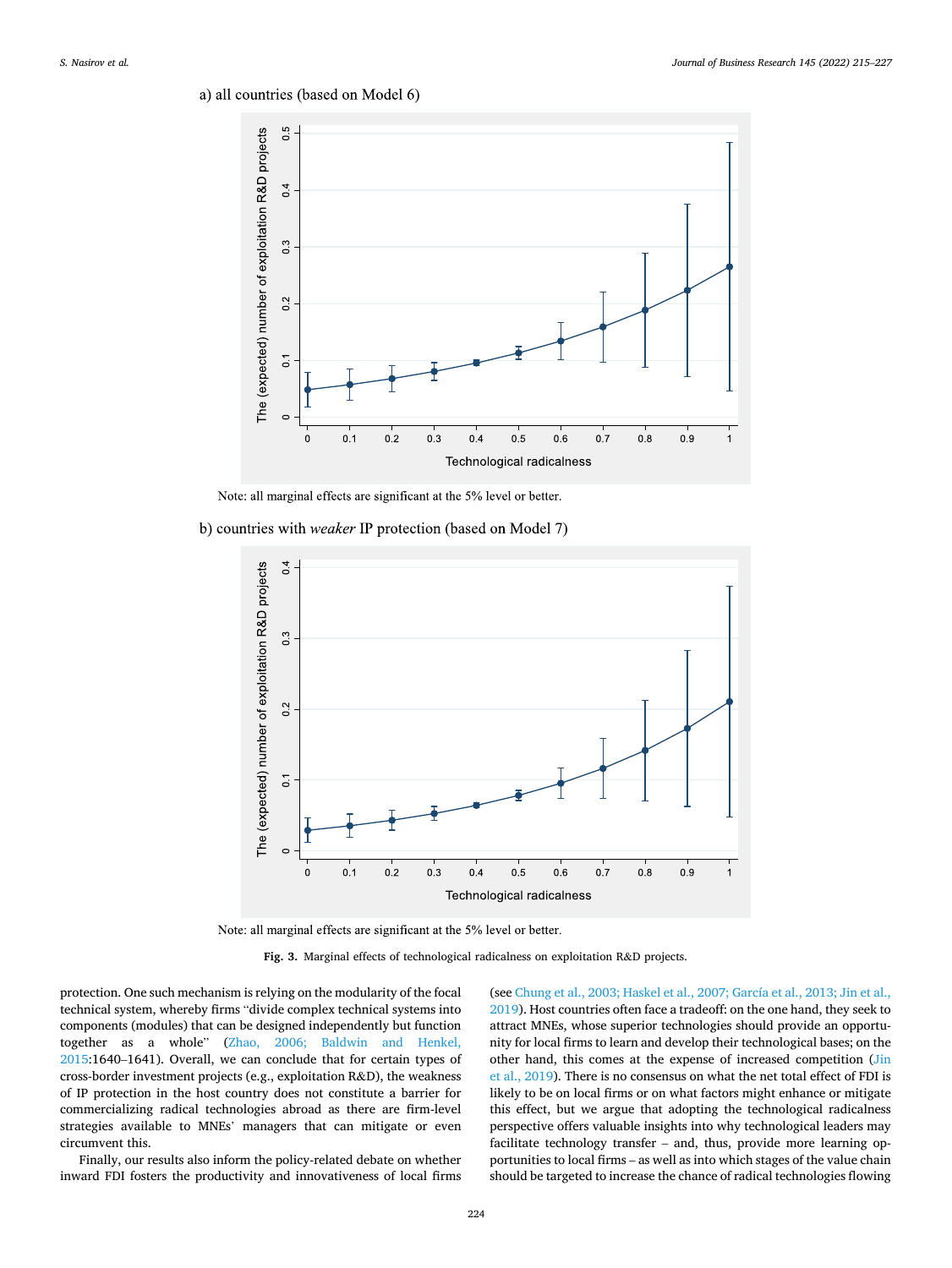a) all countries (based on Model 6)

Note: all marginal effects are significant at the 5% level or better.

b) countries with *weaker* IP protection (based on Model 7)

Note: all marginal effects are significant at the 5% level or better.

**Fig. 3.** Marginal effects of technological radicalness on exploitation R&D projects.

protection. One such mechanism is relying on the modularity of the focal technical system, whereby firms "divide complex technical systems into components (modules) that can be designed independently but function together as a whole" (Zhao, 2006; Baldwin and Henkel, 2015:1640–1641). Overall, we can conclude that for certain types of cross-border investment projects (e.g., exploitation R&D), the weakness of IP protection in the host country does not constitute a barrier for commercializing radical technologies abroad as there are firm-level strategies available to MNEs' managers that can mitigate or even circumvent this.

Finally, our results also inform the policy-related debate on whether inward FDI fosters the productivity and innovativeness of local firms (see Chung et al., 2003; Haskel et al., 2007; García et al., 2013; Jin et al., 2019). Host countries often face a tradeoff: on the one hand, they seek to attract MNEs, whose superior technologies should provide an opportunity for local firms to learn and develop their technological bases; on the other hand, this comes at the expense of increased competition (Jin et al., 2019). There is no consensus on what the net total effect of FDI is likely to be on local firms or on what factors might enhance or mitigate this effect, but we argue that adopting the technological radicalness perspective offers valuable insights into why technological leaders may facilitate technology transfer – and, thus, provide more learning opportunities to local firms – as well as into which stages of the value chain should be targeted to increase the chance of radical technologies flowing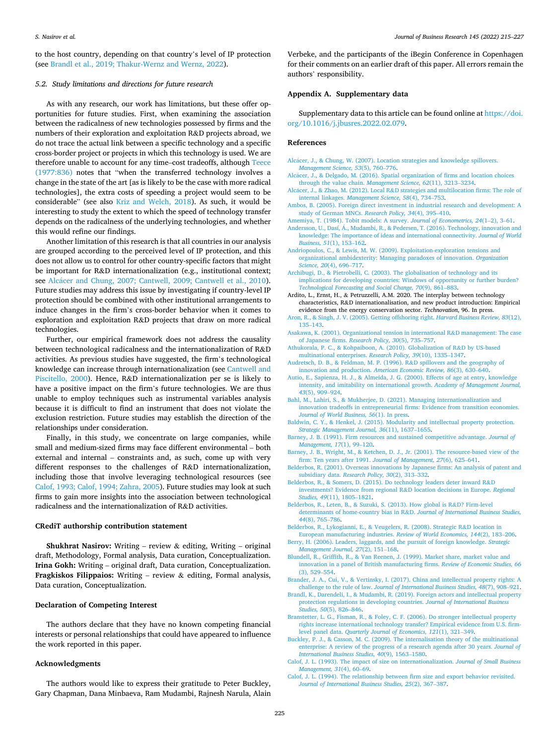to the host country, depending on that country's level of IP protection (see Brandl et al., 2019; Thakur-Wernz and Wernz, 2022).

### 5.2. Study limitations and directions for future research

As with any research, our work has limitations, but these offer opportunities for future studies. First, when examining the association between the radicalness of new technologies possessed by firms and the numbers of their exploration and exploitation R&D projects abroad, we do not trace the actual link between a specific technology and a specific cross-border project or projects in which this technology is used. We are therefore unable to account for any time–cost tradeoffs, although Teece (1977:836) notes that "when the transferred technology involves a change in the state of the art [as is likely to be the case with more radical technologies], the extra costs of speeding a project would seem to be considerable" (see also Kriz and Welch, 2018). As such, it would be interesting to study the extent to which the speed of technology transfer depends on the radicalness of the underlying technologies, and whether this would refine our findings.

Another limitation of this research is that all countries in our analysis are grouped according to the perceived level of IP protection, and this does not allow us to control for other country-specific factors that might be important for R&D internationalization (e.g., institutional context; see Alcácer and Chung, 2007; Cantwell, 2009; Cantwell et al., 2010). Future studies may address this issue by investigating if country-level IP protection should be combined with other institutional arrangements to induce changes in the firm's cross-border behavior when it comes to exploration and exploitation R&D projects that draw on more radical technologies.

Further, our empirical framework does not address the causality between technological radicalness and the internationalization of R&D activities. As previous studies have suggested, the firm's technological knowledge can increase through internationalization (see Cantwell and Piscitello, 2000). Hence, R&D internationalization per se is likely to have a positive impact on the firm's future technologies. We are thus unable to employ techniques such as instrumental variables analysis because it is difficult to find an instrument that does not violate the exclusion restriction. Future studies may establish the direction of the relationships under consideration.

Finally, in this study, we concentrate on large companies, while small and medium-sized firms may face different environmental – both external and internal – constraints and, as such, come up with very different responses to the challenges of R&D internationalization, including those that involve leveraging technological resources (see Calof, 1993; Calof, 1994; Zahra, 2005). Future studies may look at such firms to gain more insights into the association between technological radicalness and the internationalization of R&D activities.

## CRediT authorship contribution statement

**Shukhrat Nasirov:** Writing – review & editing, Writing – original draft, Methodology, Formal analysis, Data curation, Conceptualization. **Irina Gokh:** Writing – original draft, Data curation, Conceptualization. **Fragkiskos Filippaios:** Writing – review & editing, Formal analysis, Data curation, Conceptualization.

## Declaration of Competing Interest

The authors declare that they have no known competing financial interests or personal relationships that could have appeared to influence the work reported in this paper.

## Acknowledgments

The authors would like to express their gratitude to Peter Buckley, Gary Chapman, Dana Minbaeva, Ram Mudambi, Rajnesh Narula, Alain Verbeke, and the participants of the iBegin Conference in Copenhagen for their comments on an earlier draft of this paper. All errors remain the authors' responsibility.

## Appendix A. Supplementary data

Supplementary data to this article can be found online at https://doi.org/10.1016/j.jbusres.2022.02.079.

## References

Alcácer, J., & Chung, W. (2007). Location strategies and knowledge spillovers. *Management Science, 53*(5), 760–776.

Alcácer, J., & Delgado, M. (2016). Spatial organization of firms and location choices through the value chain. *Management Science, 62*(11), 3213–3234.

Alcácer, J., & Zhao, M. (2012). Local R&D strategies and multilocation firms: The role of internal linkages. *Management Science, 58*(4), 734–753.

Ambos, B. (2005). Foreign direct investment in industrial research and development: A study of German MNCs. *Research Policy, 34*(4), 395–410.

Amemiya, T. (1984). Tobit models: A survey. *Journal of Econometrics, 24*(1–2), 3–61.

Andersson, U., Dasí, Á., Mudambi, R., & Pedersen, T. (2016). Technology, innovation and knowledge: The importance of ideas and international connectivity. *Journal of World Business, 51*(1), 153–162.

Andriopoulos, C., & Lewis, M. W. (2009). Exploitation-exploration tensions and organizational ambidexterity: Managing paradoxes of innovation. *Organization Science, 20*(4), 696–717.

Archibugi, D., & Pietrobelli, C. (2003). The globalisation of technology and its implications for developing countries: Windows of opportunity or further burden? *Technological Forecasting and Social Change, 70*(9), 861–883.

Ardito, L., Ernst, H., & Petruzzelli, A.M. 2020. The interplay between technology characteristics, R&D internationalisation, and new product introduction: Empirical evidence from the energy conservation sector. *Technovation*, 96. In press.

Aron, R., & Singh, J. V. (2005). Getting offshoring right. *Harvard Business Review, 83*(12), 135–143.

Asakawa, K. (2001). Organizational tension in international R&D management: The case of Japanese firms. *Research Policy, 30*(5), 735–757.

Athukorala, P. C., & Kohpaiboon, A. (2010). Globalization of R&D by US-based multinational enterprises. *Research Policy, 39*(10), 1335–1347.

Audretsch, D. B., & Feldman, M. P. (1996). R&D spillovers and the geography of innovation and production. *American Economic Review, 86*(3), 630–640.

Autio, E., Sapienza, H. J., & Almeida, J. G. (2000). Effects of age at entry, knowledge intensity, and imitability on international growth. *Academy of Management Journal, 43*(5), 909–924.

Bahl, M., Lahiri, S., & Mukherjee, D. (2021). Managing internationalization and innovation tradeoffs in entrepreneurial firms: Evidence from transition economies. *Journal of World Business, 56*(1). In press.

Baldwin, C. Y., & Henkel, J. (2015). Modularity and intellectual property protection. *Strategic Management Journal, 36*(11), 1637–1655.

Barney, J. B. (1991). Firm resources and sustained competitive advantage. *Journal of Management, 17*(1), 99–120.

Barney, J. B., Wright, M., & Ketchen, D. J., Jr. (2001). The resource-based view of the firm: Ten years after 1991. *Journal of Management, 27*(6), 625–641.

Belderbos, R. (2001). Overseas innovations by Japanese firms: An analysis of patent and subsidiary data. *Research Policy, 30*(2), 313–332.

Belderbos, R., & Somers, D. (2015). Do technology leaders deter inward R&D investments? Evidence from regional R&D location decisions in Europe. *Regional Studies, 49*(11), 1805–1821.

Belderbos, R., Leten, B., & Suzuki, S. (2013). How global is R&D? Firm-level determinants of home-country bias in R&D. *Journal of International Business Studies, 44*(8), 765–786.

Belderbos, R., Lykogianni, E., & Veugelers, R. (2008). Strategic R&D location in European manufacturing industries. *Review of World Economics, 144*(2), 183–206.

Berry, H. (2006). Leaders, laggards, and the pursuit of foreign knowledge. *Strategic Management Journal, 27*(2), 151–168.

Blundell, R., Griffith, R., & Van Reenen, J. (1999). Market share, market value and innovation in a panel of British manufacturing firms. *Review of Economic Studies, 66*(3), 529–554.

Brander, J. A., Cui, V., & Vertinsky, I. (2017). China and intellectual property rights: A challenge to the rule of law. *Journal of International Business Studies, 48*(7), 908–921.

Brandl, K., Darendeli, I., & Mudambi, R. (2019). Foreign actors and intellectual property protection regulations in developing countries. *Journal of International Business Studies, 50*(5), 826–846.

Branstetter, L. G., Fisman, R., & Foley, C. F. (2006). Do stronger intellectual property rights increase international technology transfer? Empirical evidence from U.S. firm-level panel data. *Quarterly Journal of Economics, 121*(1), 321–349.

Buckley, P. J., & Casson, M. C. (2009). The internalisation theory of the multinational enterprise: A review of the progress of a research agenda after 30 years. *Journal of International Business Studies, 40*(9), 1563–1580.

Calof, J. L. (1993). The impact of size on internationalization. *Journal of Small Business Management, 31*(4), 60–69.

Calof, J. L. (1994). The relationship between firm size and export behavior revisited. *Journal of International Business Studies, 25*(2), 367–387.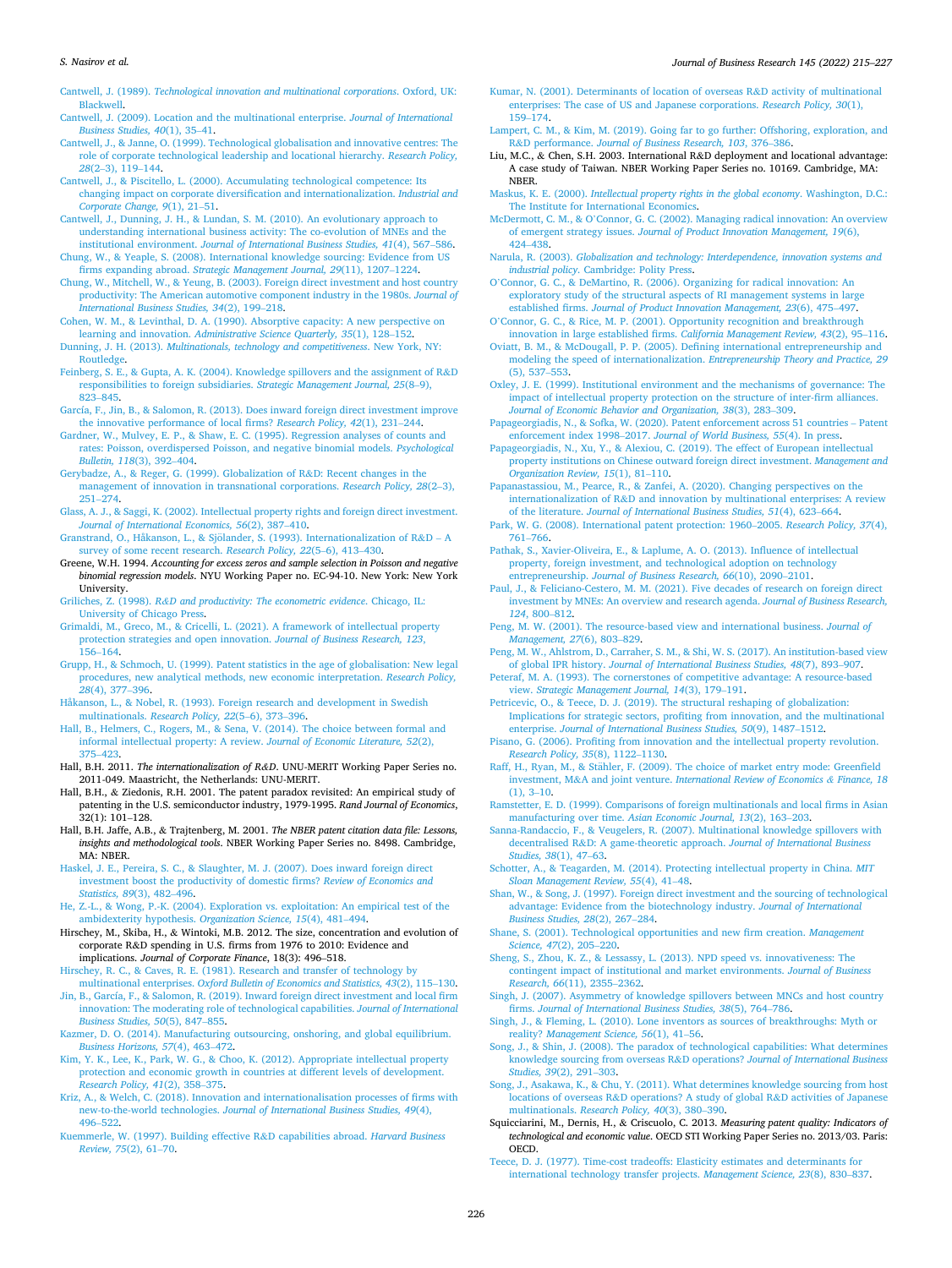Cantwell, J. (1989). *Technological innovation and multinational corporations*. Oxford, UK: Blackwell.

Cantwell, J. (2009). Location and the multinational enterprise. *Journal of International Business Studies, 40*(1), 35–41.

Cantwell, J., & Janne, O. (1999). Technological globalisation and innovative centres: The role of corporate technological leadership and locational hierarchy. *Research Policy, 28*(2–3), 119–144.

Cantwell, J., & Piscitello, L. (2000). Accumulating technological competence: Its changing impact on corporate diversification and internationalization. *Industrial and Corporate Change, 9*(1), 21–51.

Cantwell, J., Dunning, J. H., & Lundan, S. M. (2010). An evolutionary approach to understanding international business activity: The co-evolution of MNEs and the institutional environment. *Journal of International Business Studies, 41*(4), 567–586.

Chung, W., & Yeaple, S. (2008). International knowledge sourcing: Evidence from US firms expanding abroad. *Strategic Management Journal, 29*(11), 1207–1224.

Chung, W., Mitchell, W., & Yeung, B. (2003). Foreign direct investment and host country productivity: The American automotive component industry in the 1980s. *Journal of International Business Studies, 34*(2), 199–218.

Cohen, W. M., & Levinthal, D. A. (1990). Absorptive capacity: A new perspective on learning and innovation. *Administrative Science Quarterly, 35*(1), 128–152.

Dunning, J. H. (2013). *Multinationals, technology and competitiveness*. New York, NY: Routledge.

Feinberg, S. E., & Gupta, A. K. (2004). Knowledge spillovers and the assignment of R&D responsibilities to foreign subsidiaries. *Strategic Management Journal, 25*(8–9), 823–845.

García, F., Jin, B., & Salomon, R. (2013). Does inward foreign direct investment improve the innovative performance of local firms? *Research Policy, 42*(1), 231–244.

Gardner, W., Mulvey, E. P., & Shaw, E. C. (1995). Regression analyses of counts and rates: Poisson, overdispersed Poisson, and negative binomial models. *Psychological Bulletin, 118*(3), 392–404.

Gerybadze, A., & Reger, G. (1999). Globalization of R&D: Recent changes in the management of innovation in transnational corporations. *Research Policy, 28*(2–3), 251–274.

Glass, A. J., & Saggi, K. (2002). Intellectual property rights and foreign direct investment. *Journal of International Economics, 56*(2), 387–410.

Granstrand, O., Håkanson, L., & Sjölander, S. (1993). Internationalization of R&D – A survey of some recent research. *Research Policy, 22*(5–6), 413–430.

Greene, W.H. 1994. *Accounting for excess zeros and sample selection in Poisson and negative binomial regression models*. NYU Working Paper no. EC-94-10. New York: New York University.

Griliches, Z. (1998). *R&D and productivity: The econometric evidence*. Chicago, IL: University of Chicago Press.

Grimaldi, M., Greco, M., & Cricelli, L. (2021). A framework of intellectual property protection strategies and open innovation. *Journal of Business Research, 123*, 156–164.

Grupp, H., & Schmoch, U. (1999). Patent statistics in the age of globalisation: New legal procedures, new analytical methods, new economic interpretation. *Research Policy, 28*(4), 377–396.

Håkanson, L., & Nobel, R. (1993). Foreign research and development in Swedish multinationals. *Research Policy, 22*(5–6), 373–396.

Hall, B., Helmers, C., Rogers, M., & Sena, V. (2014). The choice between formal and informal intellectual property: A review. *Journal of Economic Literature, 52*(2), 375–423.

Hall, B.H. 2011. *The internationalization of R&D*. UNU-MERIT Working Paper Series no. 2011-049. Maastricht, the Netherlands: UNU-MERIT.

Hall, B.H., & Ziedonis, R.H. 2001. The patent paradox revisited: An empirical study of patenting in the U.S. semiconductor industry, 1979-1995. *Rand Journal of Economics*, 32(1): 101–128.

Hall, B.H. Jaffe, A.B., & Trajtenberg, M. 2001. *The NBER patent citation data file: Lessons, insights and methodological tools*. NBER Working Paper Series no. 8498. Cambridge, MA: NBER.

Haskel, J. E., Pereira, S. C., & Slaughter, M. J. (2007). Does inward foreign direct investment boost the productivity of domestic firms? *Review of Economics and Statistics, 89*(3), 482–496.

He, Z.-L., & Wong, P.-K. (2004). Exploration vs. exploitation: An empirical test of the ambidexterity hypothesis. *Organization Science, 15*(4), 481–494.

Hirschey, M., Skiba, H., & Wintoki, M.B. 2012. The size, concentration and evolution of corporate R&D spending in U.S. firms from 1976 to 2010: Evidence and implications. *Journal of Corporate Finance*, 18(3): 496–518.

Hirschey, R. C., & Caves, R. E. (1981). Research and transfer of technology by multinational enterprises. *Oxford Bulletin of Economics and Statistics, 43*(2), 115–130.

Jin, B., García, F., & Salomon, R. (2019). Inward foreign direct investment and local firm innovation: The moderating role of technological capabilities. *Journal of International Business Studies, 50*(5), 847–855.

Kazmer, D. O. (2014). Manufacturing outsourcing, onshoring, and global equilibrium. *Business Horizons, 57*(4), 463–472.

Kim, Y. K., Lee, K., Park, W. G., & Choo, K. (2012). Appropriate intellectual property protection and economic growth in countries at different levels of development. *Research Policy, 41*(2), 358–375.

Kriz, A., & Welch, C. (2018). Innovation and internationalisation processes of firms with new-to-the-world technologies. *Journal of International Business Studies, 49*(4), 496–522.

Kuemmerle, W. (1997). Building effective R&D capabilities abroad. *Harvard Business Review, 75*(2), 61–70.

Kumar, N. (2001). Determinants of location of overseas R&D activity of multinational enterprises: The case of US and Japanese corporations. *Research Policy, 30*(1), 159–174.

Lampert, C. M., & Kim, M. (2019). Going far to go further: Offshoring, exploration, and R&D performance. *Journal of Business Research, 103*, 376–386.

Liu, M.C., & Chen, S.H. 2003. International R&D deployment and locational advantage: A case study of Taiwan. NBER Working Paper Series no. 10169. Cambridge, MA: NBER.

Maskus, K. E. (2000). *Intellectual property rights in the global economy*. Washington, D.C.: The Institute for International Economics.

McDermott, C. M., & O'Connor, G. C. (2002). Managing radical innovation: An overview of emergent strategy issues. *Journal of Product Innovation Management, 19*(6), 424–438.

Narula, R. (2003). *Globalization and technology: Interdependence, innovation systems and industrial policy*. Cambridge: Polity Press.

O'Connor, G. C., & DeMartino, R. (2006). Organizing for radical innovation: An exploratory study of the structural aspects of RI management systems in large established firms. *Journal of Product Innovation Management, 23*(6), 475–497.

O'Connor, G. C., & Rice, M. P. (2001). Opportunity recognition and breakthrough innovation in large established firms. *California Management Review, 43*(2), 95–116.

Oviatt, B. M., & McDougall, P. P. (2005). Defining international entrepreneurship and modeling the speed of internationalization. *Entrepreneurship Theory and Practice, 29*(5), 537–553.

Oxley, J. E. (1999). Institutional environment and the mechanisms of governance: The impact of intellectual property protection on the structure of inter-firm alliances. *Journal of Economic Behavior and Organization, 38*(3), 283–309.

Papageorgiadis, N., & Sofka, W. (2020). Patent enforcement across 51 countries – Patent enforcement index 1998–2017. *Journal of World Business, 55*(4). In press.

Papageorgiadis, N., Xu, Y., & Alexiou, C. (2019). The effect of European intellectual property institutions on Chinese outward foreign direct investment. *Management and Organization Review, 15*(1), 81–110.

Papanastassiou, M., Pearce, R., & Zanfei, A. (2020). Changing perspectives on the internationalization of R&D and innovation by multinational enterprises: A review of the literature. *Journal of International Business Studies, 51*(4), 623–664.

Park, W. G. (2008). International patent protection: 1960–2005. *Research Policy, 37*(4), 761–766.

Pathak, S., Xavier-Oliveira, E., & Laplume, A. O. (2013). Influence of intellectual property, foreign investment, and technological adoption on technology entrepreneurship. *Journal of Business Research, 66*(10), 2090–2101.

Paul, J., & Feliciano-Cestero, M. M. (2021). Five decades of research on foreign direct investment by MNEs: An overview and research agenda. *Journal of Business Research, 124*, 800–812.

Peng, M. W. (2001). The resource-based view and international business. *Journal of Management, 27*(6), 803–829.

Peng, M. W., Ahlstrom, D., Carraher, S. M., & Shi, W. S. (2017). An institution-based view of global IPR history. *Journal of International Business Studies, 48*(7), 893–907.

Peteraf, M. A. (1993). The cornerstones of competitive advantage: A resource-based view. *Strategic Management Journal, 14*(3), 179–191.

Petricevic, O., & Teece, D. J. (2019). The structural reshaping of globalization: Implications for strategic sectors, profiting from innovation, and the multinational enterprise. *Journal of International Business Studies, 50*(9), 1487–1512.

Pisano, G. (2006). Profiting from innovation and the intellectual property revolution. *Research Policy, 35*(8), 1122–1130.

Raff, H., Ryan, M., & Stähler, F. (2009). The choice of market entry mode: Greenfield investment, M&A and joint venture. *International Review of Economics & Finance, 18*(1), 3–10.

Ramstetter, E. D. (1999). Comparisons of foreign multinationals and local firms in Asian manufacturing over time. *Asian Economic Journal, 13*(2), 163–203.

Sanna-Randaccio, F., & Veugelers, R. (2007). Multinational knowledge spillovers with decentralised R&D: A game-theoretic approach. *Journal of International Business Studies, 38*(1), 47–63.

Schotter, A., & Teagarden, M. (2014). Protecting intellectual property in China. *MIT Sloan Management Review, 55*(4), 41–48.

Shan, W., & Song, J. (1997). Foreign direct investment and the sourcing of technological advantage: Evidence from the biotechnology industry. *Journal of International Business Studies, 28*(2), 267–284.

Shane, S. (2001). Technological opportunities and new firm creation. *Management Science, 47*(2), 205–220.

Sheng, S., Zhou, K. Z., & Lessassy, L. (2013). NPD speed vs. innovativeness: The contingent impact of institutional and market environments. *Journal of Business Research, 66*(11), 2355–2362.

Singh, J. (2007). Asymmetry of knowledge spillovers between MNCs and host country firms. *Journal of International Business Studies, 38*(5), 764–786.

Singh, J., & Fleming, L. (2010). Lone inventors as sources of breakthroughs: Myth or reality? *Management Science, 56*(1), 41–56.

Song, J., & Shin, J. (2008). The paradox of technological capabilities: What determines knowledge sourcing from overseas R&D operations? *Journal of International Business Studies, 39*(2), 291–303.

Song, J., Asakawa, K., & Chu, Y. (2011). What determines knowledge sourcing from host locations of overseas R&D operations? A study of global R&D activities of Japanese multinationals. *Research Policy, 40*(3), 380–390.

Squicciarini, M., Dernis, H., & Criscuolo, C. 2013. *Measuring patent quality: Indicators of technological and economic value*. OECD STI Working Paper Series no. 2013/03. Paris: OECD.

Teece, D. J. (1977). Time-cost tradeoffs: Elasticity estimates and determinants for international technology transfer projects. *Management Science, 23*(8), 830–837.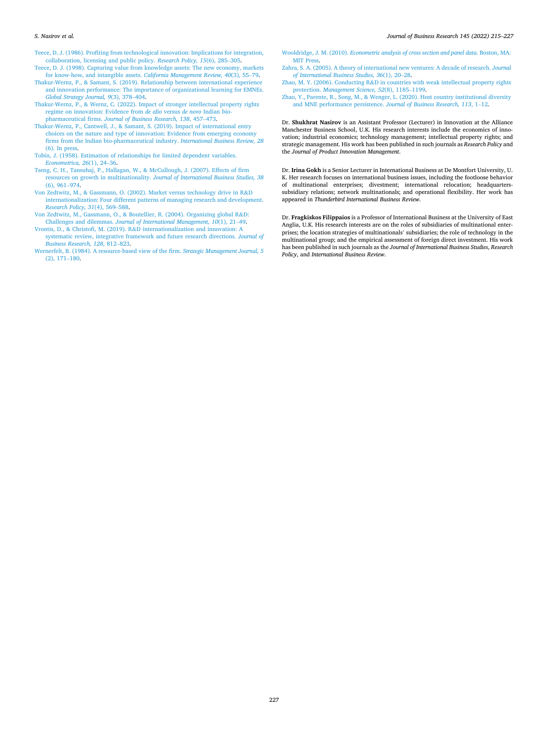Teece, D. J. (1986). Profiting from technological innovation: Implications for integration, collaboration, licensing and public policy. *Research Policy, 15*(6), 285–305.

Teece, D. J. (1998). Capturing value from knowledge assets: The new economy, markets for know-how, and intangible assets. *California Management Review, 40*(3), 55–79.

Thakur-Wernz, P., & Samant, S. (2019). Relationship between international experience and innovation performance: The importance of organizational learning for EMNEs. *Global Strategy Journal, 9*(3), 378–404.

Thakur-Wernz, P., & Wernz, C. (2022). Impact of stronger intellectual property rights regime on innovation: Evidence from *de alio* versus *de novo* Indian bio-pharmaceutical firms. *Journal of Business Research, 138*, 457–473.

Thakur-Wernz, P., Cantwell, J., & Samant, S. (2019). Impact of international entry choices on the nature and type of innovation: Evidence from emerging economy firms from the Indian bio-pharmaceutical industry. *International Business Review, 28* (6). In press.

Tobin, J. (1958). Estimation of relationships for limited dependent variables. *Econometrica, 26*(1), 24–36.

Tseng, C. H., Tansuhaj, P., Hallagan, W., & McCullough, J. (2007). Effects of firm resources on growth in multinationality. *Journal of International Business Studies, 38* (6), 961–974.

Von Zedtwitz, M., & Gassmann, O. (2002). Market versus technology drive in R&D internationalization: Four different patterns of managing research and development. *Research Policy, 31*(4), 569–588.

Von Zedtwitz, M., Gassmann, O., & Boutellier, R. (2004). Organizing global R&D: Challenges and dilemmas. *Journal of International Management, 10*(1), 21–49.

Vrontis, D., & Christofi, M. (2019). R&D internationalization and innovation: A systematic review, integrative framework and future research directions. *Journal of Business Research, 128*, 812–823.

Wernerfelt, B. (1984). A resource-based view of the firm. *Strategic Management Journal, 5* (2), 171–180.

Wooldridge, J. M. (2010). *Econometric analysis of cross section and panel data*. Boston, MA: MIT Press.

Zahra, S. A. (2005). A theory of international new ventures: A decade of research. *Journal of International Business Studies, 36*(1), 20–28.

Zhao, M. Y. (2006). Conducting R&D in countries with weak intellectual property rights protection. *Management Science, 52*(8), 1185–1199.

Zhao, Y., Parente, R., Song, M., & Wenger, L. (2020). Host country institutional diversity and MNE performance persistence. *Journal of Business Research, 113*, 1–12.

Dr. **Shukhrat Nasirov** is an Assistant Professor (Lecturer) in Innovation at the Alliance Manchester Business School, U.K. His research interests include the economics of innovation; industrial economics; technology management; intellectual property rights; and strategic management. His work has been published in such journals as *Research Policy* and the *Journal of Product Innovation Management*.

Dr. **Irina Gokh** is a Senior Lecturer in International Business at De Montfort University, U.K. Her research focuses on international business issues, including the footloose behavior of multinational enterprises; divestment; international relocation; headquarters-subsidiary relations; network multinationals; and operational flexibility. Her work has appeared in *Thunderbird International Business Review*.

Dr. **Fragkiskos Filippaios** is a Professor of International Business at the University of East Anglia, U.K. His research interests are on the roles of subsidiaries of multinational enterprises; the location strategies of multinationals' subsidiaries; the role of technology in the multinational group; and the empirical assessment of foreign direct investment. His work has been published in such journals as the *Journal of International Business Studies*, *Research Policy*, and *International Business Review*.